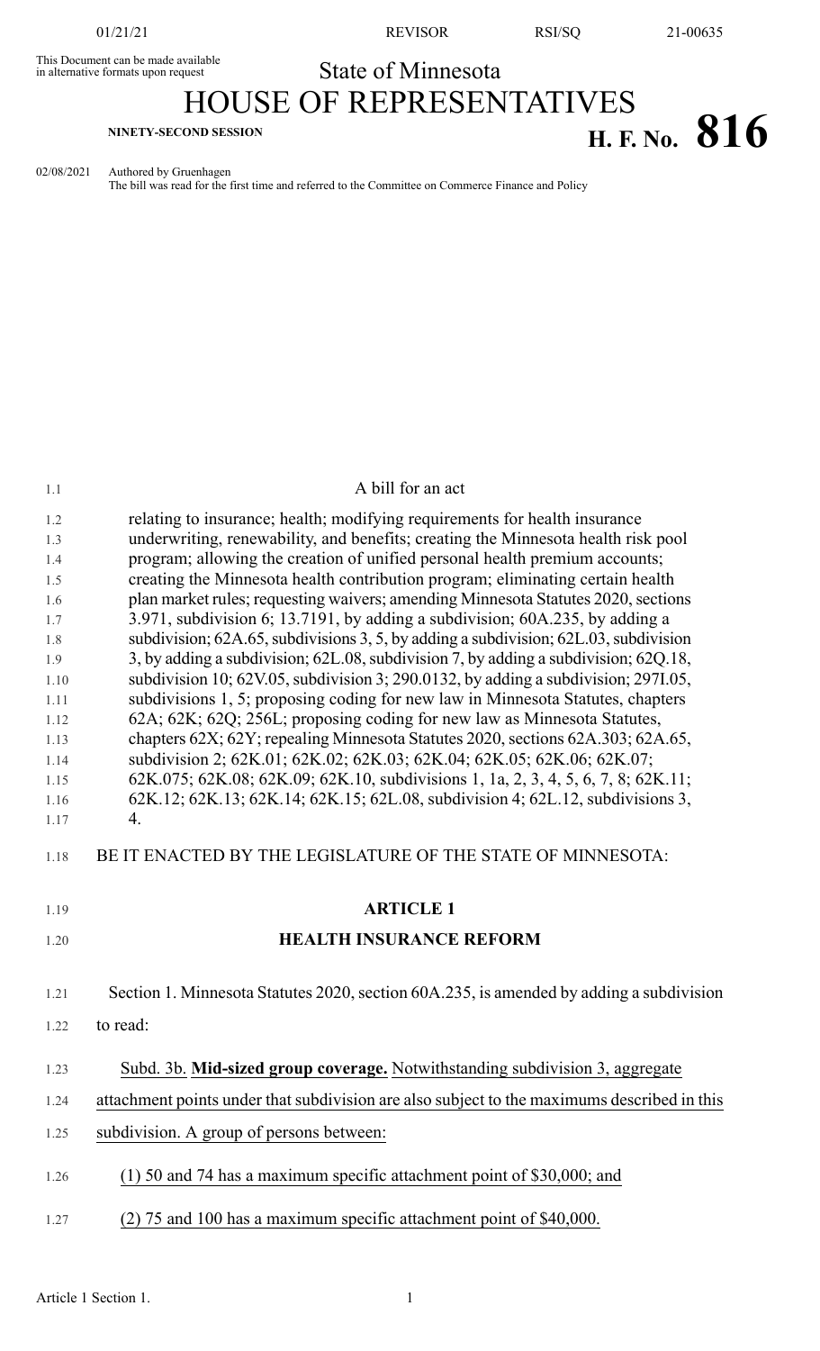This Document can be made available in alternative formats upon request

State of Minnesota

# HOUSE OF REPRESENTATIVES

**NINETY-SECOND SESSION**

# H. F. No. 816

02/08/2021 Authored by Gruenhagen

The bill was read for the first time and referred to the Committee on Commerce Finance and Policy

A bill for an act

relating to insurance; health; modifying requirements for health insurance underwriting, renewability, and benefits; creating the Minnesota health risk pool program; allowing the creation of unified personal health premium accounts; creating the Minnesota health contribution program; eliminating certain health plan market rules; requesting waivers; amending Minnesota Statutes 2020, sections 3.971, subdivision 6; 13.7191, by adding a subdivision; 60A.235, by adding a subdivision; 62A.65, subdivisions 3, 5, by adding a subdivision; 62L.03, subdivision 3, by adding a subdivision; 62L.08, subdivision 7, by adding a subdivision; 62Q.18, subdivision 10; 62V.05, subdivision 3; 290.0132, by adding a subdivision; 297I.05, subdivisions 1, 5; proposing coding for new law in Minnesota Statutes, chapters 62A; 62K; 62Q; 256L; proposing coding for new law as Minnesota Statutes, chapters 62X; 62Y; repealing Minnesota Statutes 2020, sections 62A.303; 62A.65, subdivision 2; 62K.01; 62K.02; 62K.03; 62K.04; 62K.05; 62K.06; 62K.07; 62K.075; 62K.08; 62K.09; 62K.10, subdivisions 1, 1a, 2, 3, 4, 5, 6, 7, 8; 62K.11; 62K.12; 62K.13; 62K.14; 62K.15; 62L.08, subdivision 4; 62L.12, subdivisions 3, 4.

BE IT ENACTED BY THE LEGISLATURE OF THE STATE OF MINNESOTA:

## ARTICLE 1

## HEALTH INSURANCE REFORM

Section 1. Minnesota Statutes 2020, section 60A.235, is amended by adding a subdivision to read:

Subd. 3b. **Mid-sized group coverage.** Notwithstanding subdivision 3, aggregate attachment points under that subdivision are also subject to the maximums described in this subdivision. A group of persons between:

(1) 50 and 74 has a maximum specific attachment point of \$30,000; and

(2) 75 and 100 has a maximum specific attachment point of \$40,000.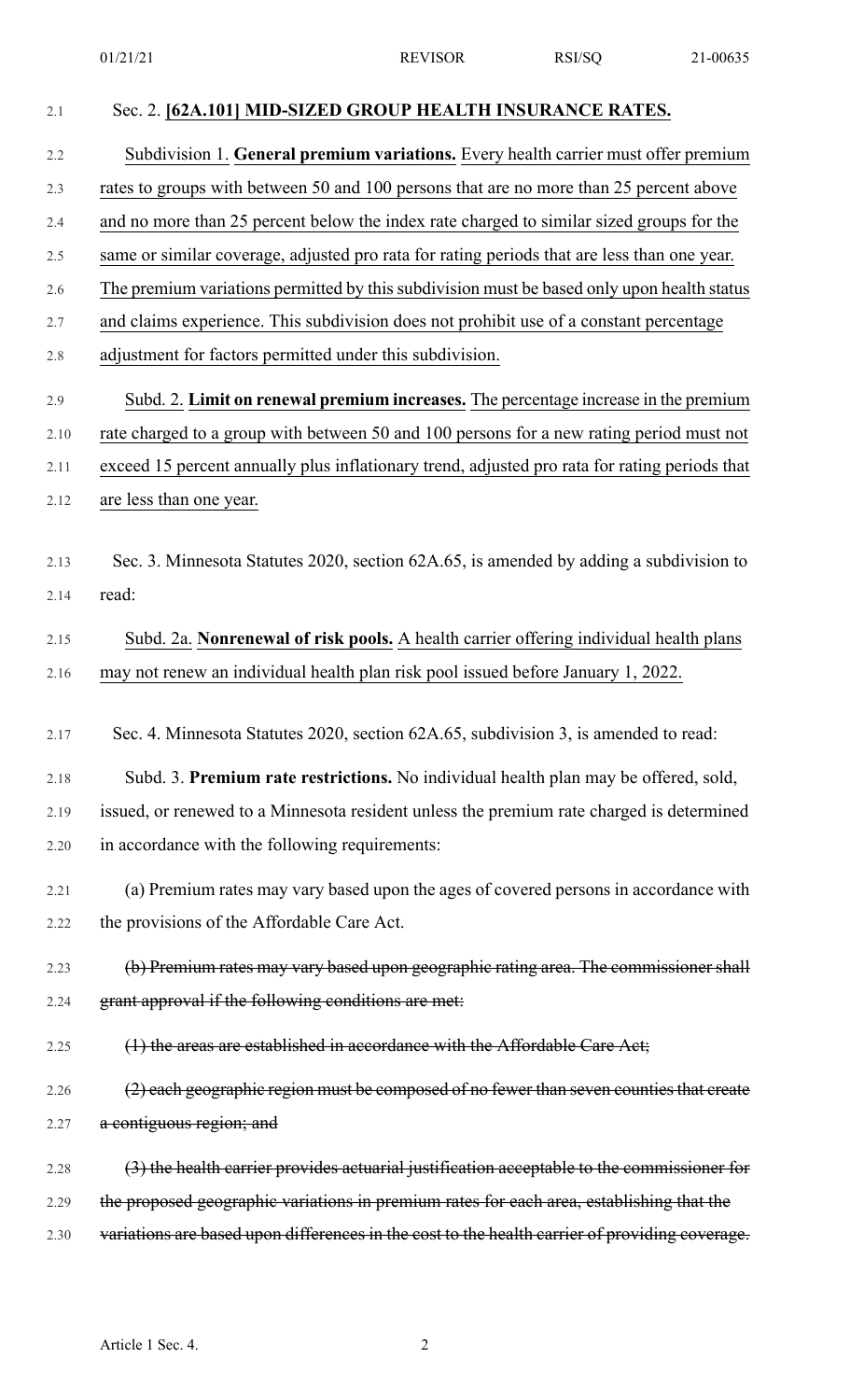Sec. 2. **[62A.101] MID-SIZED GROUP HEALTH INSURANCE RATES.**

Subdivision 1. **General premium variations.** Every health carrier must offer premium rates to groups with between 50 and 100 persons that are no more than 25 percent above and no more than 25 percent below the index rate charged to similar sized groups for the same or similar coverage, adjusted pro rata for rating periods that are less than one year. The premium variations permitted by this subdivision must be based only upon health status and claims experience. This subdivision does not prohibit use of a constant percentage adjustment for factors permitted under this subdivision.

Subd. 2. **Limit on renewal premium increases.** The percentage increase in the premium rate charged to a group with between 50 and 100 persons for a new rating period must not exceed 15 percent annually plus inflationary trend, adjusted pro rata for rating periods that are less than one year.

Sec. 3. Minnesota Statutes 2020, section 62A.65, is amended by adding a subdivision to read:

Subd. 2a. **Nonrenewal of risk pools.** A health carrier offering individual health plans may not renew an individual health plan risk pool issued before January 1, 2022.

Sec. 4. Minnesota Statutes 2020, section 62A.65, subdivision 3, is amended to read:

Subd. 3. **Premium rate restrictions.** No individual health plan may be offered, sold, issued, or renewed to a Minnesota resident unless the premium rate charged is determined in accordance with the following requirements:

(a) Premium rates may vary based upon the ages of covered persons in accordance with the provisions of the Affordable Care Act.

~~(b) Premium rates may vary based upon geographic rating area. The commissioner shall grant approval if the following conditions are met:~~

~~(1) the areas are established in accordance with the Affordable Care Act;~~

~~(2) each geographic region must be composed of no fewer than seven counties that create a contiguous region; and~~

~~(3) the health carrier provides actuarial justification acceptable to the commissioner for the proposed geographic variations in premium rates for each area, establishing that the variations are based upon differences in the cost to the health carrier of providing coverage.~~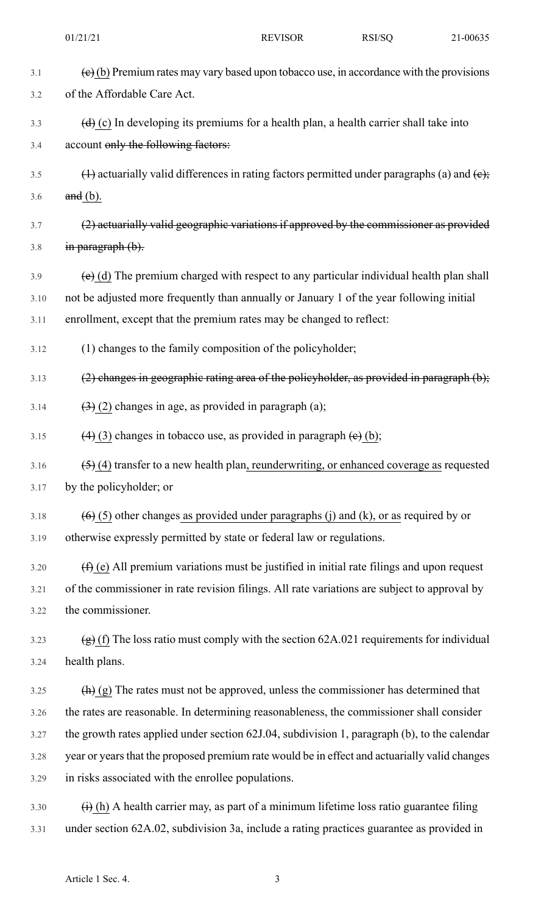~~(c)~~ (b) Premium rates may vary based upon tobacco use, in accordance with the provisions of the Affordable Care Act.

~~(d)~~ (c) In developing its premiums for a health plan, a health carrier shall take into account ~~only the following factors:~~

~~(1)~~ actuarially valid differences in rating factors permitted under paragraphs (a) and ~~(c);~~ ~~and~~ (b).

~~(2) actuarially valid geographic variations if approved by the commissioner as provided in paragraph (b).~~

~~(e)~~ (d) The premium charged with respect to any particular individual health plan shall not be adjusted more frequently than annually or January 1 of the year following initial enrollment, except that the premium rates may be changed to reflect:

(1) changes to the family composition of the policyholder;

~~(2) changes in geographic rating area of the policyholder, as provided in paragraph (b);~~

~~(3)~~ (2) changes in age, as provided in paragraph (a);

~~(4)~~ (3) changes in tobacco use, as provided in paragraph ~~(c)~~ (b);

~~(5)~~ (4) transfer to a new health plan, reunderwriting, or enhanced coverage as requested by the policyholder; or

~~(6)~~ (5) other changes as provided under paragraphs (j) and (k), or as required by or otherwise expressly permitted by state or federal law or regulations.

~~(f)~~ (e) All premium variations must be justified in initial rate filings and upon request of the commissioner in rate revision filings. All rate variations are subject to approval by the commissioner.

~~(g)~~ (f) The loss ratio must comply with the section 62A.021 requirements for individual health plans.

~~(h)~~ (g) The rates must not be approved, unless the commissioner has determined that the rates are reasonable. In determining reasonableness, the commissioner shall consider the growth rates applied under section 62J.04, subdivision 1, paragraph (b), to the calendar year or years that the proposed premium rate would be in effect and actuarially valid changes in risks associated with the enrollee populations.

~~(i)~~ (h) A health carrier may, as part of a minimum lifetime loss ratio guarantee filing under section 62A.02, subdivision 3a, include a rating practices guarantee as provided in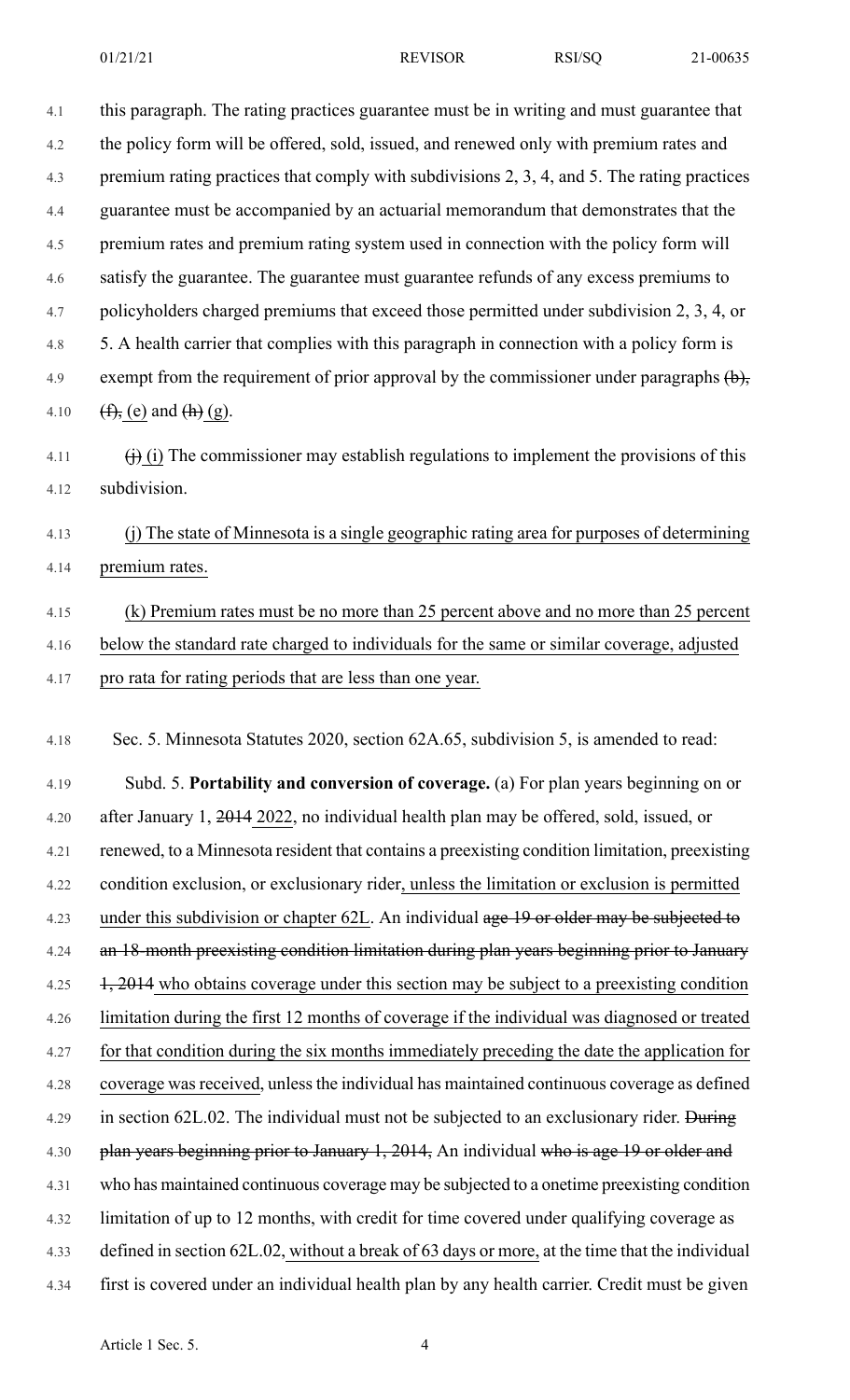this paragraph. The rating practices guarantee must be in writing and must guarantee that the policy form will be offered, sold, issued, and renewed only with premium rates and premium rating practices that comply with subdivisions 2, 3, 4, and 5. The rating practices guarantee must be accompanied by an actuarial memorandum that demonstrates that the premium rates and premium rating system used in connection with the policy form will satisfy the guarantee. The guarantee must guarantee refunds of any excess premiums to policyholders charged premiums that exceed those permitted under subdivision 2, 3, 4, or 5. A health carrier that complies with this paragraph in connection with a policy form is exempt from the requirement of prior approval by the commissioner under paragraphs ~~(b),~~ ~~(f),~~ (e) and ~~(h)~~ (g).

~~(j)~~ (i) The commissioner may establish regulations to implement the provisions of this subdivision.

(j) The state of Minnesota is a single geographic rating area for purposes of determining premium rates.

(k) Premium rates must be no more than 25 percent above and no more than 25 percent below the standard rate charged to individuals for the same or similar coverage, adjusted pro rata for rating periods that are less than one year.

Sec. 5. Minnesota Statutes 2020, section 62A.65, subdivision 5, is amended to read:

Subd. 5. **Portability and conversion of coverage.** (a) For plan years beginning on or after January 1, ~~2014~~ 2022, no individual health plan may be offered, sold, issued, or renewed, to a Minnesota resident that contains a preexisting condition limitation, preexisting condition exclusion, or exclusionary rider, unless the limitation or exclusion is permitted under this subdivision or chapter 62L. An individual ~~age 19 or older may be subjected to an 18-month preexisting condition limitation during plan years beginning prior to January 1, 2014~~ who obtains coverage under this section may be subject to a preexisting condition limitation during the first 12 months of coverage if the individual was diagnosed or treated for that condition during the six months immediately preceding the date the application for coverage was received, unless the individual has maintained continuous coverage as defined in section 62L.02. The individual must not be subjected to an exclusionary rider. ~~During plan years beginning prior to January 1, 2014,~~ An individual ~~who is age 19 or older and~~ who has maintained continuous coverage may be subjected to a onetime preexisting condition limitation of up to 12 months, with credit for time covered under qualifying coverage as defined in section 62L.02, without a break of 63 days or more, at the time that the individual first is covered under an individual health plan by any health carrier. Credit must be given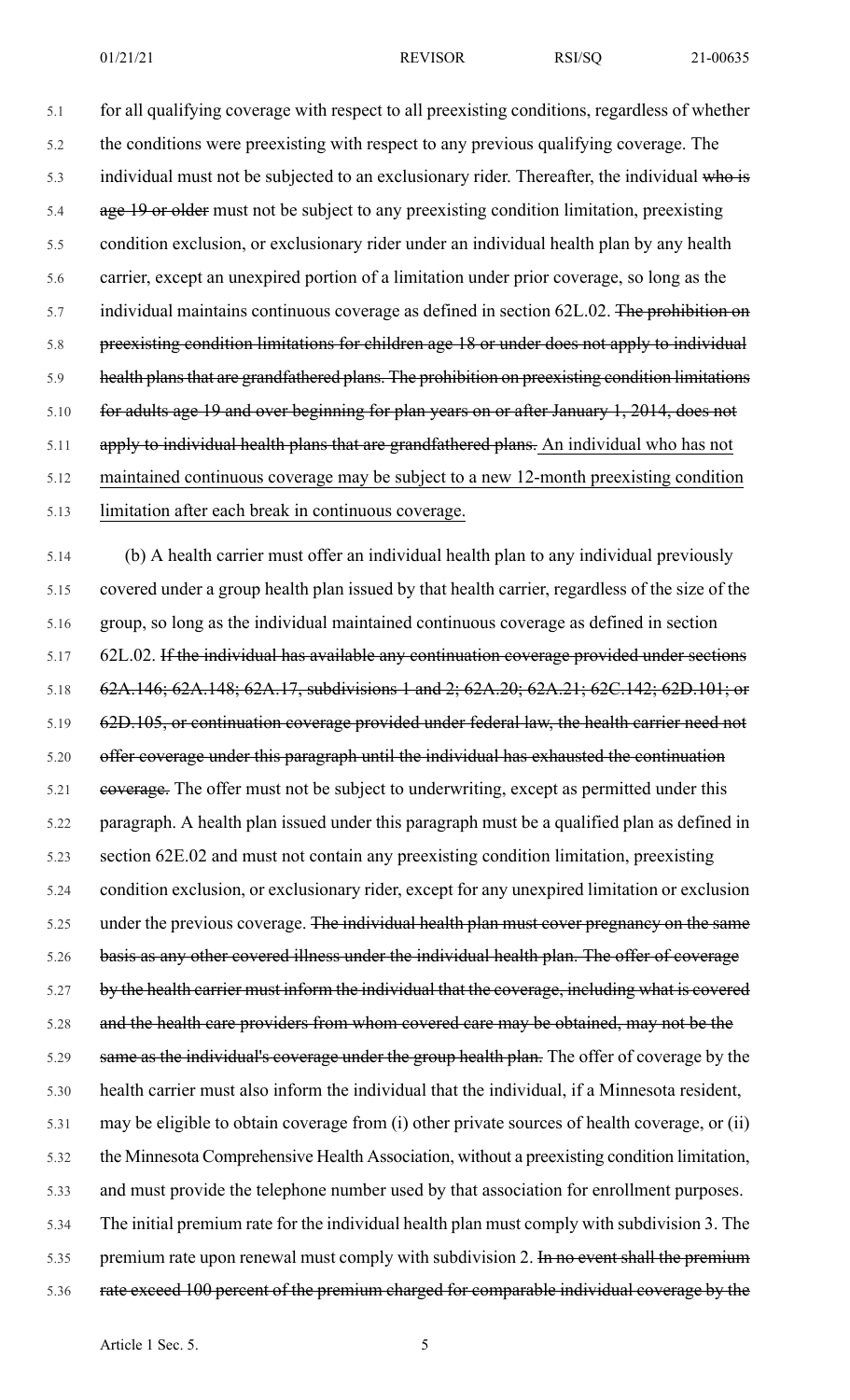for all qualifying coverage with respect to all preexisting conditions, regardless of whether the conditions were preexisting with respect to any previous qualifying coverage. The individual must not be subjected to an exclusionary rider. Thereafter, the individual ~~who is age 19 or older~~ must not be subject to any preexisting condition limitation, preexisting condition exclusion, or exclusionary rider under an individual health plan by any health carrier, except an unexpired portion of a limitation under prior coverage, so long as the individual maintains continuous coverage as defined in section 62L.02. ~~The prohibition on preexisting condition limitations for children age 18 or under does not apply to individual health plans that are grandfathered plans. The prohibition on preexisting condition limitations for adults age 19 and over beginning for plan years on or after January 1, 2014, does not apply to individual health plans that are grandfathered plans.~~ <u>An individual who has not maintained continuous coverage may be subject to a new 12-month preexisting condition limitation after each break in continuous coverage.</u>

(b) A health carrier must offer an individual health plan to any individual previously covered under a group health plan issued by that health carrier, regardless of the size of the group, so long as the individual maintained continuous coverage as defined in section 62L.02. ~~If the individual has available any continuation coverage provided under sections 62A.146; 62A.148; 62A.17, subdivisions 1 and 2; 62A.20; 62A.21; 62C.142; 62D.101; or 62D.105, or continuation coverage provided under federal law, the health carrier need not offer coverage under this paragraph until the individual has exhausted the continuation coverage.~~ The offer must not be subject to underwriting, except as permitted under this paragraph. A health plan issued under this paragraph must be a qualified plan as defined in section 62E.02 and must not contain any preexisting condition limitation, preexisting condition exclusion, or exclusionary rider, except for any unexpired limitation or exclusion under the previous coverage. ~~The individual health plan must cover pregnancy on the same basis as any other covered illness under the individual health plan. The offer of coverage by the health carrier must inform the individual that the coverage, including what is covered and the health care providers from whom covered care may be obtained, may not be the same as the individual's coverage under the group health plan.~~ The offer of coverage by the health carrier must also inform the individual that the individual, if a Minnesota resident, may be eligible to obtain coverage from (i) other private sources of health coverage, or (ii) the Minnesota Comprehensive Health Association, without a preexisting condition limitation, and must provide the telephone number used by that association for enrollment purposes. The initial premium rate for the individual health plan must comply with subdivision 3. The premium rate upon renewal must comply with subdivision 2. ~~In no event shall the premium rate exceed 100 percent of the premium charged for comparable individual coverage by the~~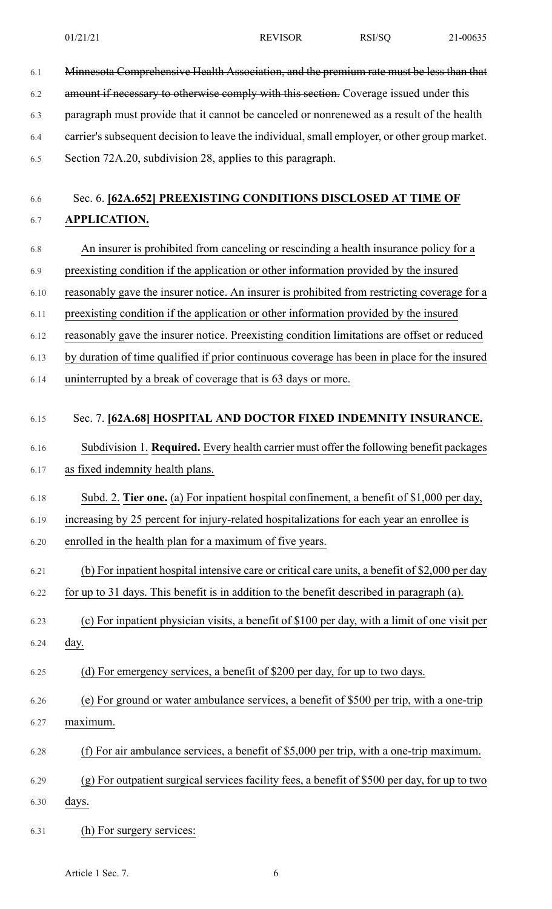~~Minnesota Comprehensive Health Association, and the premium rate must be less than that amount if necessary to otherwise comply with this section.~~ Coverage issued under this paragraph must provide that it cannot be canceled or nonrenewed as a result of the health carrier's subsequent decision to leave the individual, small employer, or other group market. Section 72A.20, subdivision 28, applies to this paragraph.

### Sec. 6. **[62A.652] PREEXISTING CONDITIONS DISCLOSED AT TIME OF APPLICATION.**

An insurer is prohibited from canceling or rescinding a health insurance policy for a preexisting condition if the application or other information provided by the insured reasonably gave the insurer notice. An insurer is prohibited from restricting coverage for a preexisting condition if the application or other information provided by the insured reasonably gave the insurer notice. Preexisting condition limitations are offset or reduced by duration of time qualified if prior continuous coverage has been in place for the insured uninterrupted by a break of coverage that is 63 days or more.

### Sec. 7. **[62A.68] HOSPITAL AND DOCTOR FIXED INDEMNITY INSURANCE.**

Subdivision 1. **Required.** Every health carrier must offer the following benefit packages as fixed indemnity health plans.

Subd. 2. **Tier one.** (a) For inpatient hospital confinement, a benefit of $1,000 per day, increasing by 25 percent for injury-related hospitalizations for each year an enrollee is enrolled in the health plan for a maximum of five years.

(b) For inpatient hospital intensive care or critical care units, a benefit of $2,000 per day for up to 31 days. This benefit is in addition to the benefit described in paragraph (a).

(c) For inpatient physician visits, a benefit of $100 per day, with a limit of one visit per day.

(d) For emergency services, a benefit of $200 per day, for up to two days.

(e) For ground or water ambulance services, a benefit of $500 per trip, with a one-trip maximum.

(f) For air ambulance services, a benefit of $5,000 per trip, with a one-trip maximum.

(g) For outpatient surgical services facility fees, a benefit of $500 per day, for up to two days.

(h) For surgery services: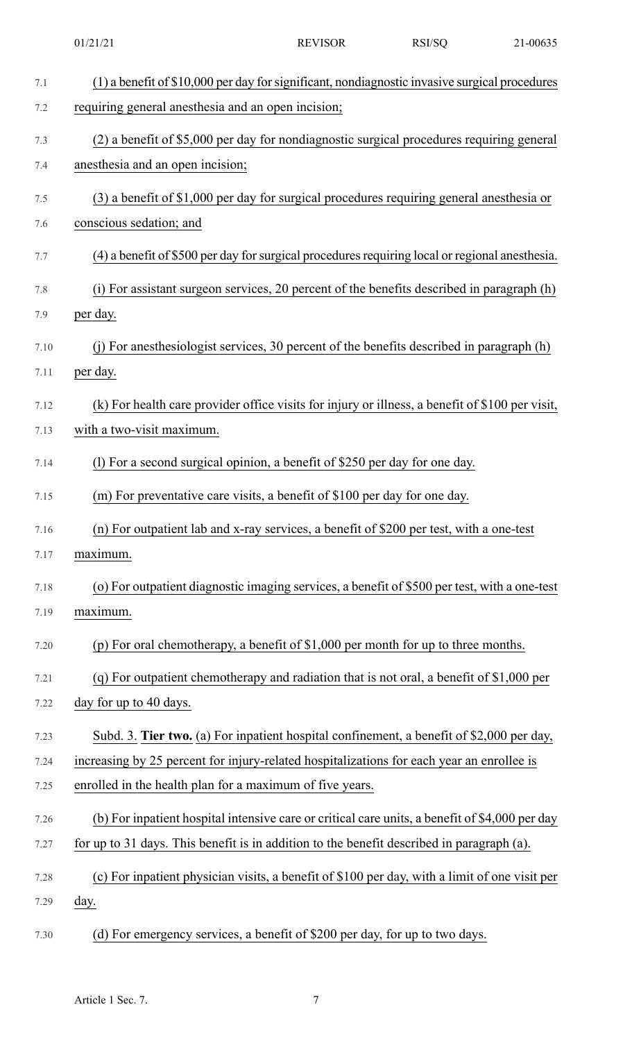(1) a benefit of $10,000 per day for significant, nondiagnostic invasive surgical procedures requiring general anesthesia and an open incision;

(2) a benefit of $5,000 per day for nondiagnostic surgical procedures requiring general anesthesia and an open incision;

(3) a benefit of $1,000 per day for surgical procedures requiring general anesthesia or conscious sedation; and

(4) a benefit of $500 per day for surgical procedures requiring local or regional anesthesia.

(i) For assistant surgeon services, 20 percent of the benefits described in paragraph (h) per day.

(j) For anesthesiologist services, 30 percent of the benefits described in paragraph (h) per day.

(k) For health care provider office visits for injury or illness, a benefit of $100 per visit, with a two-visit maximum.

(l) For a second surgical opinion, a benefit of $250 per day for one day.

(m) For preventative care visits, a benefit of $100 per day for one day.

(n) For outpatient lab and x-ray services, a benefit of $200 per test, with a one-test maximum.

(o) For outpatient diagnostic imaging services, a benefit of $500 per test, with a one-test maximum.

(p) For oral chemotherapy, a benefit of $1,000 per month for up to three months.

(q) For outpatient chemotherapy and radiation that is not oral, a benefit of $1,000 per day for up to 40 days.

Subd. 3. **Tier two.** (a) For inpatient hospital confinement, a benefit of $2,000 per day, increasing by 25 percent for injury-related hospitalizations for each year an enrollee is enrolled in the health plan for a maximum of five years.

(b) For inpatient hospital intensive care or critical care units, a benefit of $4,000 per day for up to 31 days. This benefit is in addition to the benefit described in paragraph (a).

(c) For inpatient physician visits, a benefit of $100 per day, with a limit of one visit per day.

(d) For emergency services, a benefit of $200 per day, for up to two days.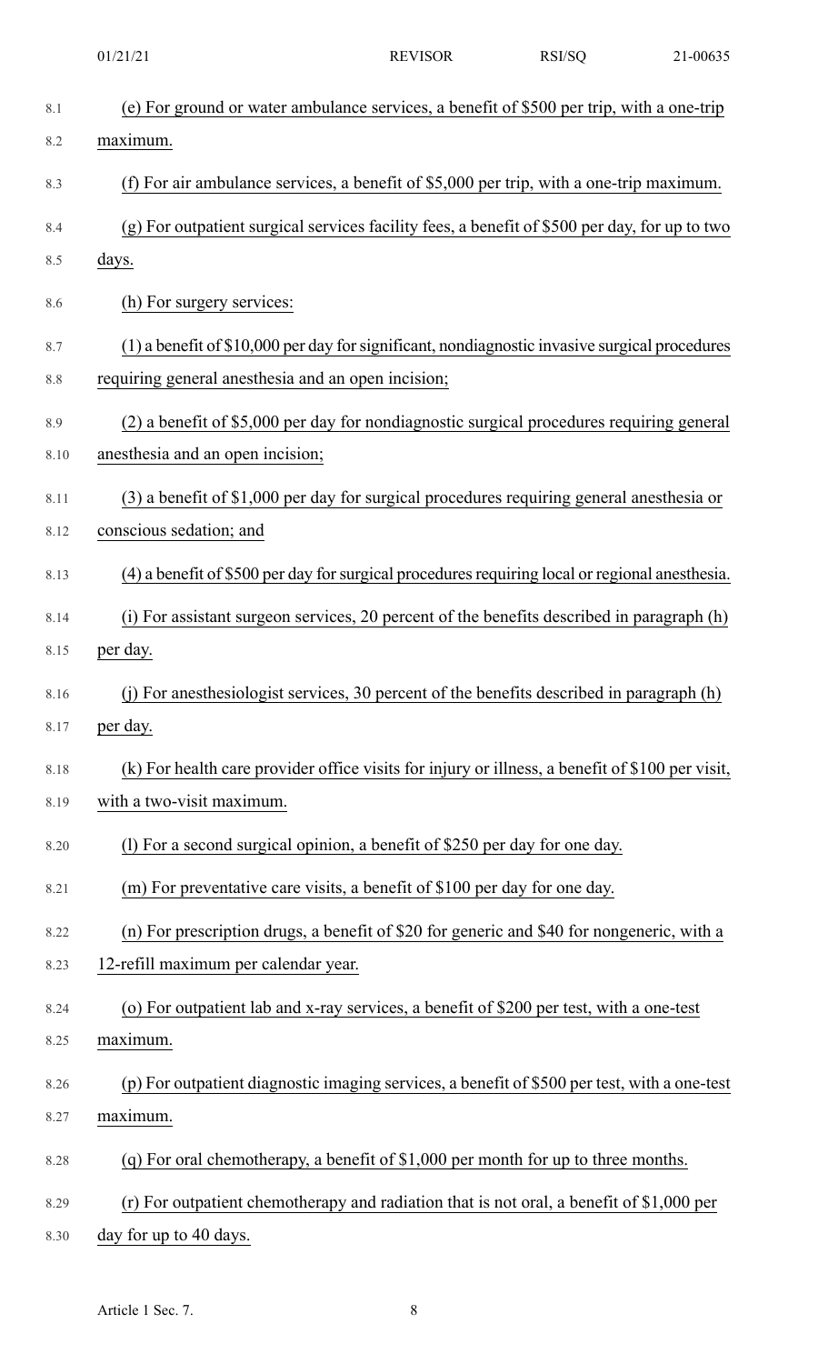(e) For ground or water ambulance services, a benefit of $500 per trip, with a one-trip maximum.

(f) For air ambulance services, a benefit of $5,000 per trip, with a one-trip maximum.

(g) For outpatient surgical services facility fees, a benefit of $500 per day, for up to two days.

(h) For surgery services:

(1) a benefit of $10,000 per day for significant, nondiagnostic invasive surgical procedures requiring general anesthesia and an open incision;

(2) a benefit of $5,000 per day for nondiagnostic surgical procedures requiring general anesthesia and an open incision;

(3) a benefit of $1,000 per day for surgical procedures requiring general anesthesia or conscious sedation; and

(4) a benefit of $500 per day for surgical procedures requiring local or regional anesthesia.

(i) For assistant surgeon services, 20 percent of the benefits described in paragraph (h) per day.

(j) For anesthesiologist services, 30 percent of the benefits described in paragraph (h) per day.

(k) For health care provider office visits for injury or illness, a benefit of $100 per visit, with a two-visit maximum.

(l) For a second surgical opinion, a benefit of $250 per day for one day.

(m) For preventative care visits, a benefit of $100 per day for one day.

(n) For prescription drugs, a benefit of $20 for generic and $40 for nongeneric, with a 12-refill maximum per calendar year.

(o) For outpatient lab and x-ray services, a benefit of $200 per test, with a one-test maximum.

(p) For outpatient diagnostic imaging services, a benefit of $500 per test, with a one-test maximum.

(q) For oral chemotherapy, a benefit of $1,000 per month for up to three months.

(r) For outpatient chemotherapy and radiation that is not oral, a benefit of $1,000 per day for up to 40 days.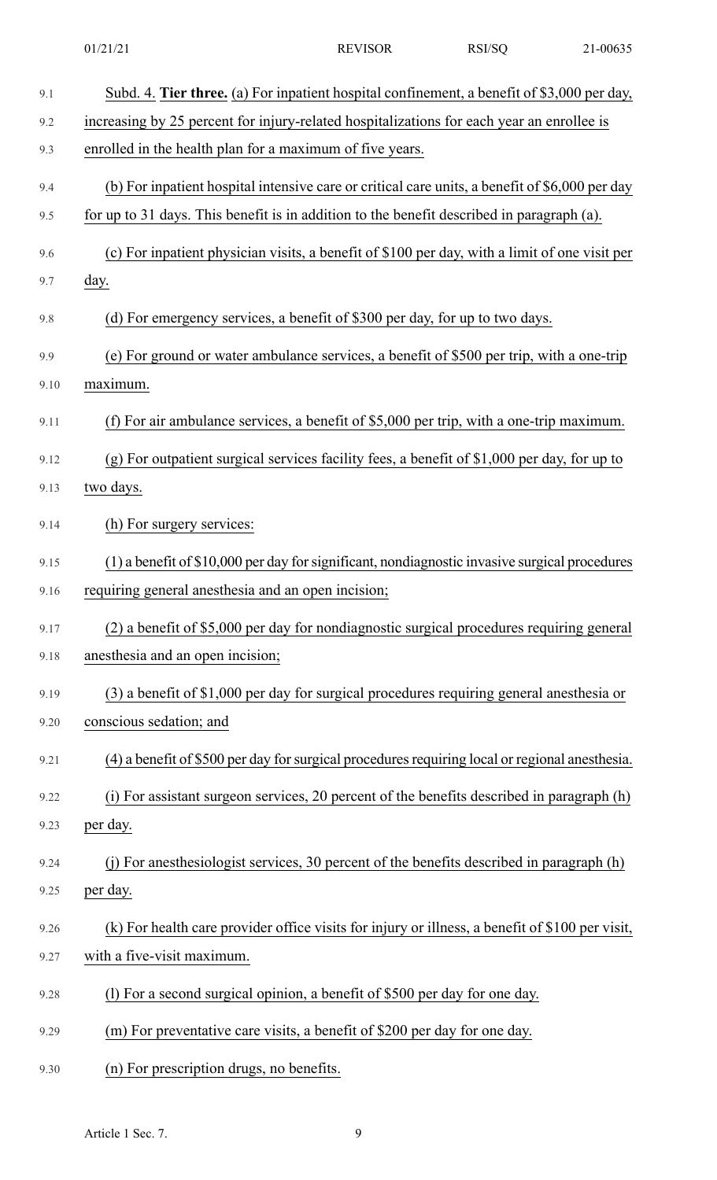Subd. 4. **Tier three.** (a) For inpatient hospital confinement, a benefit of $3,000 per day, increasing by 25 percent for injury-related hospitalizations for each year an enrollee is enrolled in the health plan for a maximum of five years.

(b) For inpatient hospital intensive care or critical care units, a benefit of $6,000 per day for up to 31 days. This benefit is in addition to the benefit described in paragraph (a).

(c) For inpatient physician visits, a benefit of $100 per day, with a limit of one visit per day.

(d) For emergency services, a benefit of $300 per day, for up to two days.

(e) For ground or water ambulance services, a benefit of $500 per trip, with a one-trip maximum.

(f) For air ambulance services, a benefit of $5,000 per trip, with a one-trip maximum.

(g) For outpatient surgical services facility fees, a benefit of $1,000 per day, for up to two days.

(h) For surgery services:

(1) a benefit of $10,000 per day for significant, nondiagnostic invasive surgical procedures requiring general anesthesia and an open incision;

(2) a benefit of $5,000 per day for nondiagnostic surgical procedures requiring general anesthesia and an open incision;

(3) a benefit of $1,000 per day for surgical procedures requiring general anesthesia or conscious sedation; and

(4) a benefit of $500 per day for surgical procedures requiring local or regional anesthesia.

(i) For assistant surgeon services, 20 percent of the benefits described in paragraph (h) per day.

(j) For anesthesiologist services, 30 percent of the benefits described in paragraph (h) per day.

(k) For health care provider office visits for injury or illness, a benefit of $100 per visit, with a five-visit maximum.

(l) For a second surgical opinion, a benefit of $500 per day for one day.

(m) For preventative care visits, a benefit of $200 per day for one day.

(n) For prescription drugs, no benefits.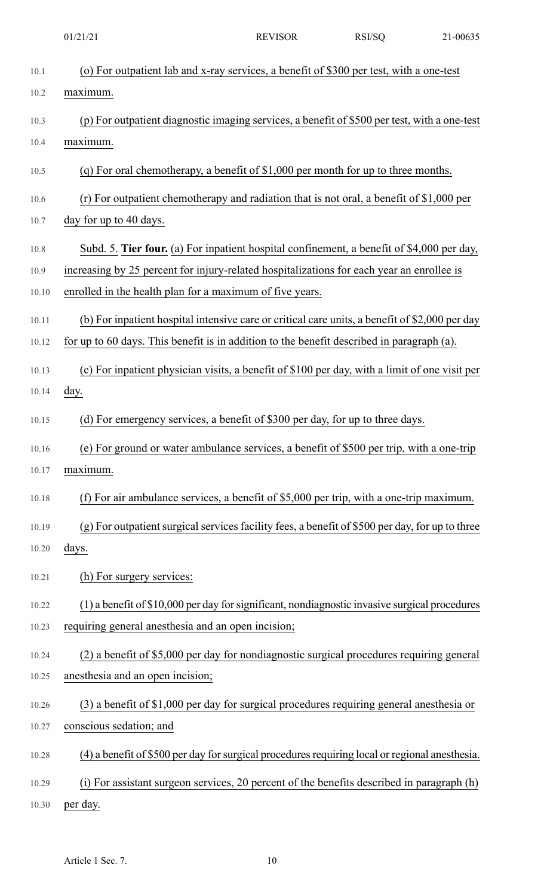(o) For outpatient lab and x-ray services, a benefit of $300 per test, with a one-test maximum.

(p) For outpatient diagnostic imaging services, a benefit of $500 per test, with a one-test maximum.

(q) For oral chemotherapy, a benefit of $1,000 per month for up to three months.

(r) For outpatient chemotherapy and radiation that is not oral, a benefit of $1,000 per day for up to 40 days.

Subd. 5. **Tier four.** (a) For inpatient hospital confinement, a benefit of $4,000 per day, increasing by 25 percent for injury-related hospitalizations for each year an enrollee is enrolled in the health plan for a maximum of five years.

(b) For inpatient hospital intensive care or critical care units, a benefit of $2,000 per day for up to 60 days. This benefit is in addition to the benefit described in paragraph (a).

(c) For inpatient physician visits, a benefit of $100 per day, with a limit of one visit per day.

(d) For emergency services, a benefit of $300 per day, for up to three days.

(e) For ground or water ambulance services, a benefit of $500 per trip, with a one-trip maximum.

(f) For air ambulance services, a benefit of $5,000 per trip, with a one-trip maximum.

(g) For outpatient surgical services facility fees, a benefit of $500 per day, for up to three days.

(h) For surgery services:

(1) a benefit of $10,000 per day for significant, nondiagnostic invasive surgical procedures requiring general anesthesia and an open incision;

(2) a benefit of $5,000 per day for nondiagnostic surgical procedures requiring general anesthesia and an open incision;

(3) a benefit of $1,000 per day for surgical procedures requiring general anesthesia or conscious sedation; and

(4) a benefit of $500 per day for surgical procedures requiring local or regional anesthesia.

(i) For assistant surgeon services, 20 percent of the benefits described in paragraph (h) per day.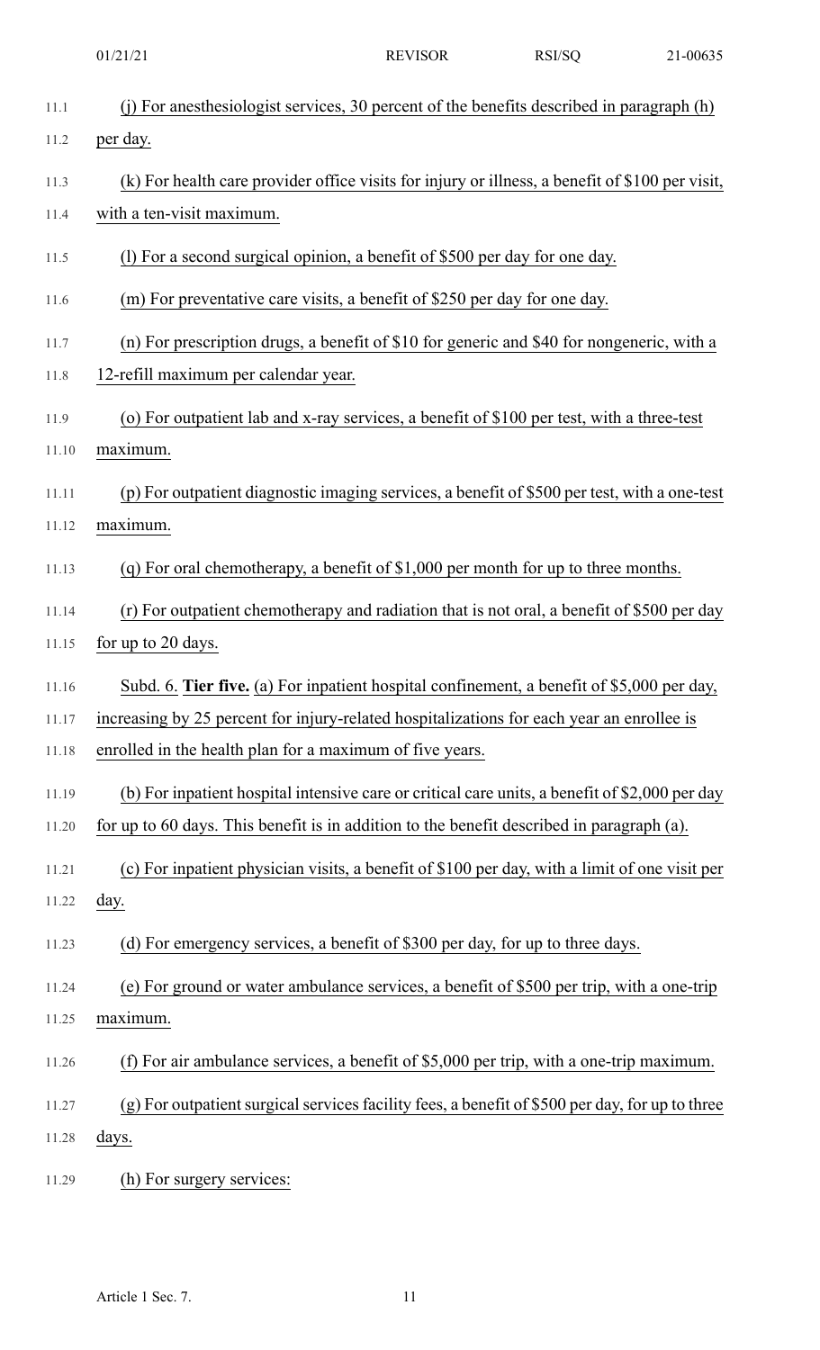(j) For anesthesiologist services, 30 percent of the benefits described in paragraph (h) per day.

(k) For health care provider office visits for injury or illness, a benefit of $100 per visit, with a ten-visit maximum.

(l) For a second surgical opinion, a benefit of $500 per day for one day.

(m) For preventative care visits, a benefit of $250 per day for one day.

(n) For prescription drugs, a benefit of $10 for generic and $40 for nongeneric, with a 12-refill maximum per calendar year.

(o) For outpatient lab and x-ray services, a benefit of $100 per test, with a three-test maximum.

(p) For outpatient diagnostic imaging services, a benefit of $500 per test, with a one-test maximum.

(q) For oral chemotherapy, a benefit of $1,000 per month for up to three months.

(r) For outpatient chemotherapy and radiation that is not oral, a benefit of $500 per day for up to 20 days.

Subd. 6. **Tier five.** (a) For inpatient hospital confinement, a benefit of $5,000 per day, increasing by 25 percent for injury-related hospitalizations for each year an enrollee is enrolled in the health plan for a maximum of five years.

(b) For inpatient hospital intensive care or critical care units, a benefit of $2,000 per day for up to 60 days. This benefit is in addition to the benefit described in paragraph (a).

(c) For inpatient physician visits, a benefit of $100 per day, with a limit of one visit per day.

(d) For emergency services, a benefit of $300 per day, for up to three days.

(e) For ground or water ambulance services, a benefit of $500 per trip, with a one-trip maximum.

(f) For air ambulance services, a benefit of $5,000 per trip, with a one-trip maximum.

(g) For outpatient surgical services facility fees, a benefit of $500 per day, for up to three days.

(h) For surgery services: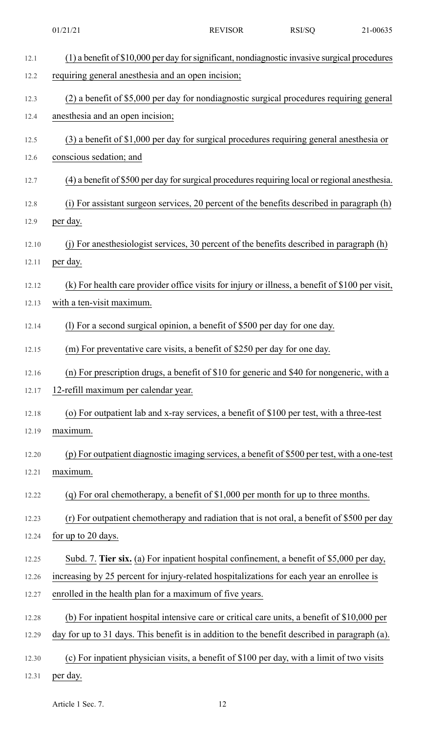(1) a benefit of $10,000 per day for significant, nondiagnostic invasive surgical procedures requiring general anesthesia and an open incision;

(2) a benefit of $5,000 per day for nondiagnostic surgical procedures requiring general anesthesia and an open incision;

(3) a benefit of $1,000 per day for surgical procedures requiring general anesthesia or conscious sedation; and

(4) a benefit of $500 per day for surgical procedures requiring local or regional anesthesia.

(i) For assistant surgeon services, 20 percent of the benefits described in paragraph (h) per day.

(j) For anesthesiologist services, 30 percent of the benefits described in paragraph (h) per day.

(k) For health care provider office visits for injury or illness, a benefit of $100 per visit, with a ten-visit maximum.

(l) For a second surgical opinion, a benefit of $500 per day for one day.

(m) For preventative care visits, a benefit of $250 per day for one day.

(n) For prescription drugs, a benefit of $10 for generic and $40 for nongeneric, with a 12-refill maximum per calendar year.

(o) For outpatient lab and x-ray services, a benefit of $100 per test, with a three-test maximum.

(p) For outpatient diagnostic imaging services, a benefit of $500 per test, with a one-test maximum.

(q) For oral chemotherapy, a benefit of $1,000 per month for up to three months.

(r) For outpatient chemotherapy and radiation that is not oral, a benefit of $500 per day for up to 20 days.

Subd. 7. **Tier six.** (a) For inpatient hospital confinement, a benefit of $5,000 per day, increasing by 25 percent for injury-related hospitalizations for each year an enrollee is enrolled in the health plan for a maximum of five years.

(b) For inpatient hospital intensive care or critical care units, a benefit of $10,000 per day for up to 31 days. This benefit is in addition to the benefit described in paragraph (a).

(c) For inpatient physician visits, a benefit of $100 per day, with a limit of two visits per day.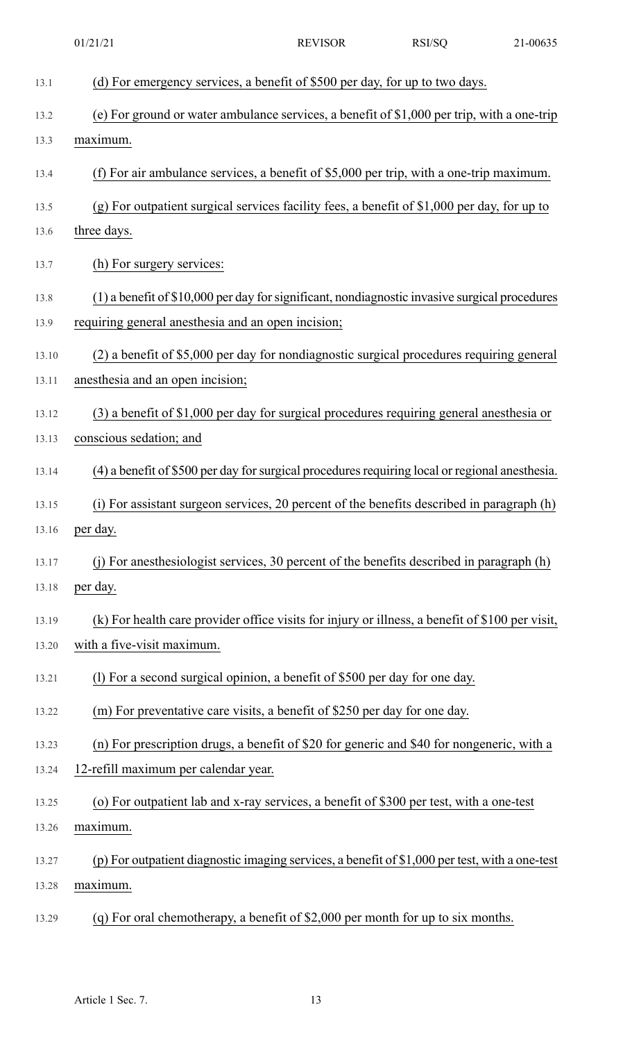(d) For emergency services, a benefit of $500 per day, for up to two days.

(e) For ground or water ambulance services, a benefit of $1,000 per trip, with a one-trip maximum.

(f) For air ambulance services, a benefit of $5,000 per trip, with a one-trip maximum.

(g) For outpatient surgical services facility fees, a benefit of $1,000 per day, for up to three days.

(h) For surgery services:

(1) a benefit of $10,000 per day for significant, nondiagnostic invasive surgical procedures requiring general anesthesia and an open incision;

(2) a benefit of $5,000 per day for nondiagnostic surgical procedures requiring general anesthesia and an open incision;

(3) a benefit of $1,000 per day for surgical procedures requiring general anesthesia or conscious sedation; and

(4) a benefit of $500 per day for surgical procedures requiring local or regional anesthesia.

(i) For assistant surgeon services, 20 percent of the benefits described in paragraph (h) per day.

(j) For anesthesiologist services, 30 percent of the benefits described in paragraph (h) per day.

(k) For health care provider office visits for injury or illness, a benefit of $100 per visit, with a five-visit maximum.

(l) For a second surgical opinion, a benefit of $500 per day for one day.

(m) For preventative care visits, a benefit of $250 per day for one day.

(n) For prescription drugs, a benefit of $20 for generic and $40 for nongeneric, with a 12-refill maximum per calendar year.

(o) For outpatient lab and x-ray services, a benefit of $300 per test, with a one-test maximum.

(p) For outpatient diagnostic imaging services, a benefit of $1,000 per test, with a one-test maximum.

(q) For oral chemotherapy, a benefit of $2,000 per month for up to six months.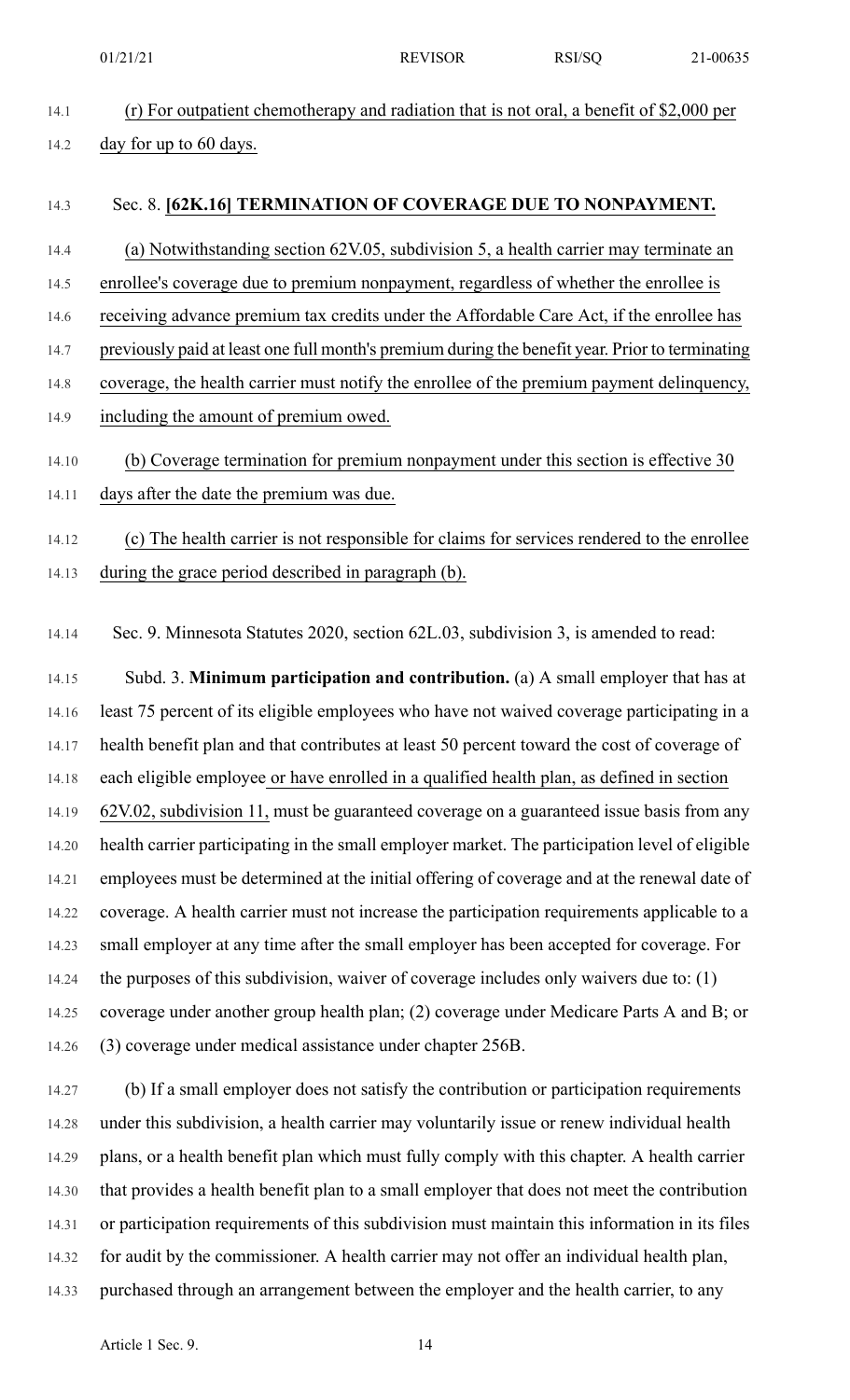(r) For outpatient chemotherapy and radiation that is not oral, a benefit of $2,000 per day for up to 60 days.

Sec. 8. **[62K.16] TERMINATION OF COVERAGE DUE TO NONPAYMENT.**

(a) Notwithstanding section 62V.05, subdivision 5, a health carrier may terminate an enrollee's coverage due to premium nonpayment, regardless of whether the enrollee is receiving advance premium tax credits under the Affordable Care Act, if the enrollee has previously paid at least one full month's premium during the benefit year. Prior to terminating coverage, the health carrier must notify the enrollee of the premium payment delinquency, including the amount of premium owed.

(b) Coverage termination for premium nonpayment under this section is effective 30 days after the date the premium was due.

(c) The health carrier is not responsible for claims for services rendered to the enrollee during the grace period described in paragraph (b).

Sec. 9. Minnesota Statutes 2020, section 62L.03, subdivision 3, is amended to read:

Subd. 3. **Minimum participation and contribution.** (a) A small employer that has at least 75 percent of its eligible employees who have not waived coverage participating in a health benefit plan and that contributes at least 50 percent toward the cost of coverage of each eligible employee or have enrolled in a qualified health plan, as defined in section 62V.02, subdivision 11, must be guaranteed coverage on a guaranteed issue basis from any health carrier participating in the small employer market. The participation level of eligible employees must be determined at the initial offering of coverage and at the renewal date of coverage. A health carrier must not increase the participation requirements applicable to a small employer at any time after the small employer has been accepted for coverage. For the purposes of this subdivision, waiver of coverage includes only waivers due to: (1) coverage under another group health plan; (2) coverage under Medicare Parts A and B; or (3) coverage under medical assistance under chapter 256B.

(b) If a small employer does not satisfy the contribution or participation requirements under this subdivision, a health carrier may voluntarily issue or renew individual health plans, or a health benefit plan which must fully comply with this chapter. A health carrier that provides a health benefit plan to a small employer that does not meet the contribution or participation requirements of this subdivision must maintain this information in its files for audit by the commissioner. A health carrier may not offer an individual health plan, purchased through an arrangement between the employer and the health carrier, to any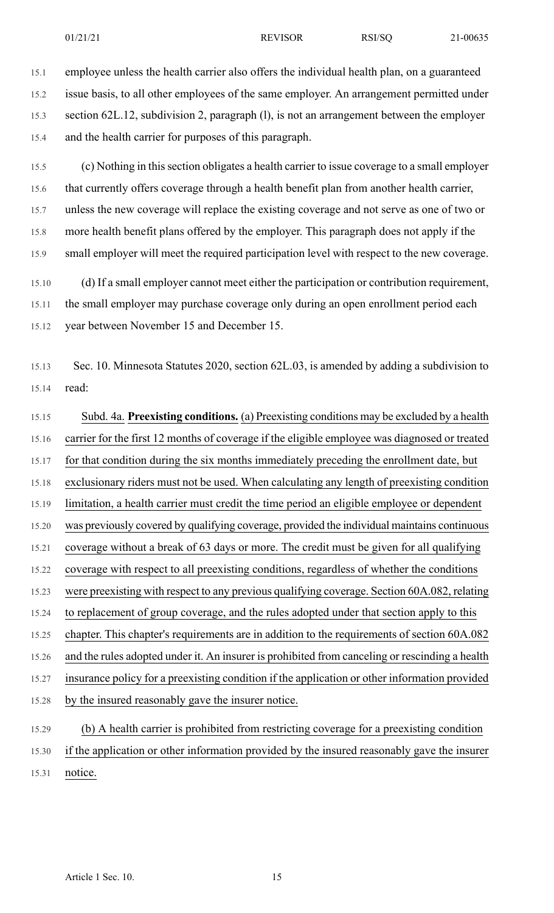employee unless the health carrier also offers the individual health plan, on a guaranteed issue basis, to all other employees of the same employer. An arrangement permitted under section 62L.12, subdivision 2, paragraph (l), is not an arrangement between the employer and the health carrier for purposes of this paragraph.

(c) Nothing in this section obligates a health carrier to issue coverage to a small employer that currently offers coverage through a health benefit plan from another health carrier, unless the new coverage will replace the existing coverage and not serve as one of two or more health benefit plans offered by the employer. This paragraph does not apply if the small employer will meet the required participation level with respect to the new coverage.

(d) If a small employer cannot meet either the participation or contribution requirement, the small employer may purchase coverage only during an open enrollment period each year between November 15 and December 15.

Sec. 10. Minnesota Statutes 2020, section 62L.03, is amended by adding a subdivision to read:

Subd. 4a. **Preexisting conditions.** (a) Preexisting conditions may be excluded by a health carrier for the first 12 months of coverage if the eligible employee was diagnosed or treated for that condition during the six months immediately preceding the enrollment date, but exclusionary riders must not be used. When calculating any length of preexisting condition limitation, a health carrier must credit the time period an eligible employee or dependent was previously covered by qualifying coverage, provided the individual maintains continuous coverage without a break of 63 days or more. The credit must be given for all qualifying coverage with respect to all preexisting conditions, regardless of whether the conditions were preexisting with respect to any previous qualifying coverage. Section 60A.082, relating to replacement of group coverage, and the rules adopted under that section apply to this chapter. This chapter's requirements are in addition to the requirements of section 60A.082 and the rules adopted under it. An insurer is prohibited from canceling or rescinding a health insurance policy for a preexisting condition if the application or other information provided by the insured reasonably gave the insurer notice.

(b) A health carrier is prohibited from restricting coverage for a preexisting condition if the application or other information provided by the insured reasonably gave the insurer notice.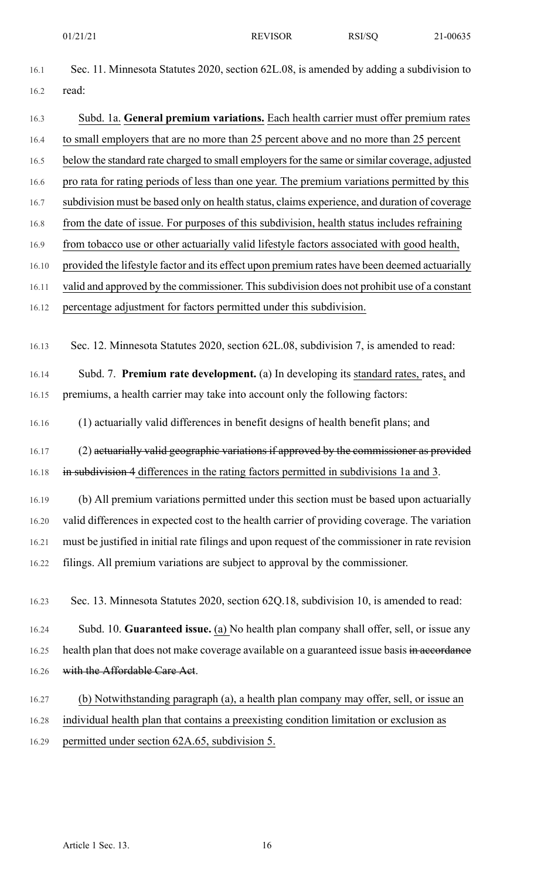Sec. 11. Minnesota Statutes 2020, section 62L.08, is amended by adding a subdivision to read:

Subd. 1a. **General premium variations.** Each health carrier must offer premium rates to small employers that are no more than 25 percent above and no more than 25 percent below the standard rate charged to small employers for the same or similar coverage, adjusted pro rata for rating periods of less than one year. The premium variations permitted by this subdivision must be based only on health status, claims experience, and duration of coverage from the date of issue. For purposes of this subdivision, health status includes refraining from tobacco use or other actuarially valid lifestyle factors associated with good health, provided the lifestyle factor and its effect upon premium rates have been deemed actuarially valid and approved by the commissioner. This subdivision does not prohibit use of a constant percentage adjustment for factors permitted under this subdivision.

Sec. 12. Minnesota Statutes 2020, section 62L.08, subdivision 7, is amended to read:

Subd. 7. **Premium rate development.** (a) In developing its standard rates, rates, and premiums, a health carrier may take into account only the following factors:

(1) actuarially valid differences in benefit designs of health benefit plans; and

(2) ~~actuarially valid geographic variations if approved by the commissioner as provided in subdivision 4~~ differences in the rating factors permitted in subdivisions 1a and 3.

(b) All premium variations permitted under this section must be based upon actuarially valid differences in expected cost to the health carrier of providing coverage. The variation must be justified in initial rate filings and upon request of the commissioner in rate revision filings. All premium variations are subject to approval by the commissioner.

Sec. 13. Minnesota Statutes 2020, section 62Q.18, subdivision 10, is amended to read:

Subd. 10. **Guaranteed issue.** (a) No health plan company shall offer, sell, or issue any health plan that does not make coverage available on a guaranteed issue basis ~~in accordance with the Affordable Care Act~~.

(b) Notwithstanding paragraph (a), a health plan company may offer, sell, or issue an individual health plan that contains a preexisting condition limitation or exclusion as permitted under section 62A.65, subdivision 5.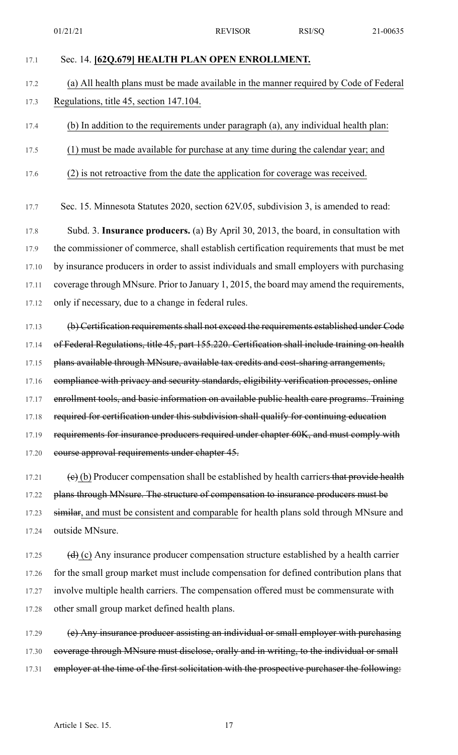Sec. 14. **[62Q.679] HEALTH PLAN OPEN ENROLLMENT.**

(a) All health plans must be made available in the manner required by Code of Federal Regulations, title 45, section 147.104.

(b) In addition to the requirements under paragraph (a), any individual health plan:

(1) must be made available for purchase at any time during the calendar year; and

(2) is not retroactive from the date the application for coverage was received.

Sec. 15. Minnesota Statutes 2020, section 62V.05, subdivision 3, is amended to read:

Subd. 3. **Insurance producers.** (a) By April 30, 2013, the board, in consultation with the commissioner of commerce, shall establish certification requirements that must be met by insurance producers in order to assist individuals and small employers with purchasing coverage through MNsure. Prior to January 1, 2015, the board may amend the requirements, only if necessary, due to a change in federal rules.

~~(b) Certification requirements shall not exceed the requirements established under Code of Federal Regulations, title 45, part 155.220. Certification shall include training on health plans available through MNsure, available tax credits and cost-sharing arrangements, compliance with privacy and security standards, eligibility verification processes, online enrollment tools, and basic information on available public health care programs. Training required for certification under this subdivision shall qualify for continuing education requirements for insurance producers required under chapter 60K, and must comply with course approval requirements under chapter 45.~~

~~(c)~~ (b) Producer compensation shall be established by health carriers ~~that provide health plans through MNsure. The structure of compensation to insurance producers must be similar~~, and must be consistent and comparable for health plans sold through MNsure and outside MNsure.

~~(d)~~ (c) Any insurance producer compensation structure established by a health carrier for the small group market must include compensation for defined contribution plans that involve multiple health carriers. The compensation offered must be commensurate with other small group market defined health plans.

~~(e) Any insurance producer assisting an individual or small employer with purchasing coverage through MNsure must disclose, orally and in writing, to the individual or small employer at the time of the first solicitation with the prospective purchaser the following:~~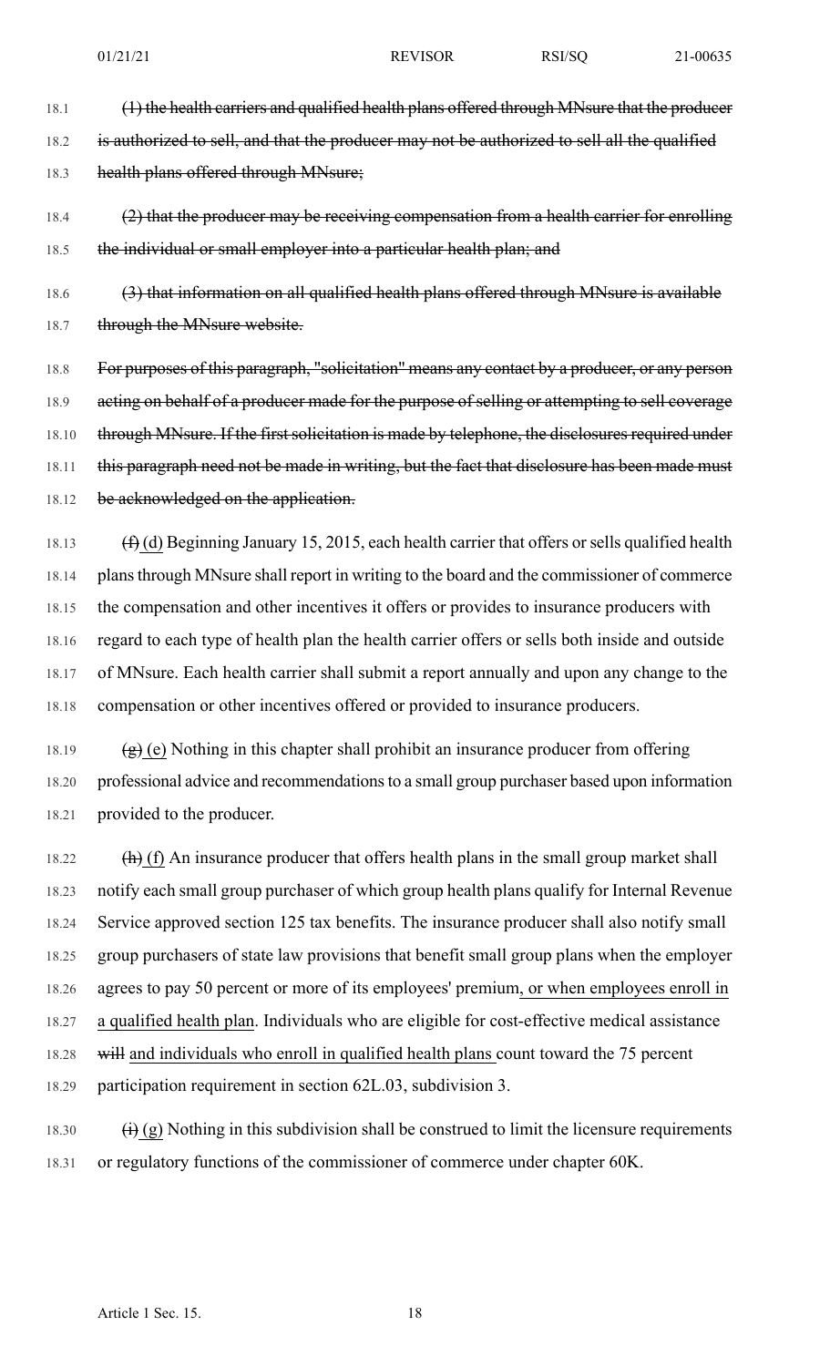~~(1) the health carriers and qualified health plans offered through MNsure that the producer is authorized to sell, and that the producer may not be authorized to sell all the qualified health plans offered through MNsure;~~

~~(2) that the producer may be receiving compensation from a health carrier for enrolling the individual or small employer into a particular health plan; and~~

~~(3) that information on all qualified health plans offered through MNsure is available through the MNsure website.~~

~~For purposes of this paragraph, "solicitation" means any contact by a producer, or any person acting on behalf of a producer made for the purpose of selling or attempting to sell coverage through MNsure. If the first solicitation is made by telephone, the disclosures required under this paragraph need not be made in writing, but the fact that disclosure has been made must be acknowledged on the application.~~

~~(f)~~ <u>(d)</u> Beginning January 15, 2015, each health carrier that offers or sells qualified health plans through MNsure shall report in writing to the board and the commissioner of commerce the compensation and other incentives it offers or provides to insurance producers with regard to each type of health plan the health carrier offers or sells both inside and outside of MNsure. Each health carrier shall submit a report annually and upon any change to the compensation or other incentives offered or provided to insurance producers.

~~(g)~~ <u>(e)</u> Nothing in this chapter shall prohibit an insurance producer from offering professional advice and recommendations to a small group purchaser based upon information provided to the producer.

~~(h)~~ <u>(f)</u> An insurance producer that offers health plans in the small group market shall notify each small group purchaser of which group health plans qualify for Internal Revenue Service approved section 125 tax benefits. The insurance producer shall also notify small group purchasers of state law provisions that benefit small group plans when the employer agrees to pay 50 percent or more of its employees' premium<u>, or when employees enroll in a qualified health plan</u>. Individuals who are eligible for cost-effective medical assistance ~~will~~ <u>and individuals who enroll in qualified health plans</u> count toward the 75 percent participation requirement in section 62L.03, subdivision 3.

~~(i)~~ <u>(g)</u> Nothing in this subdivision shall be construed to limit the licensure requirements or regulatory functions of the commissioner of commerce under chapter 60K.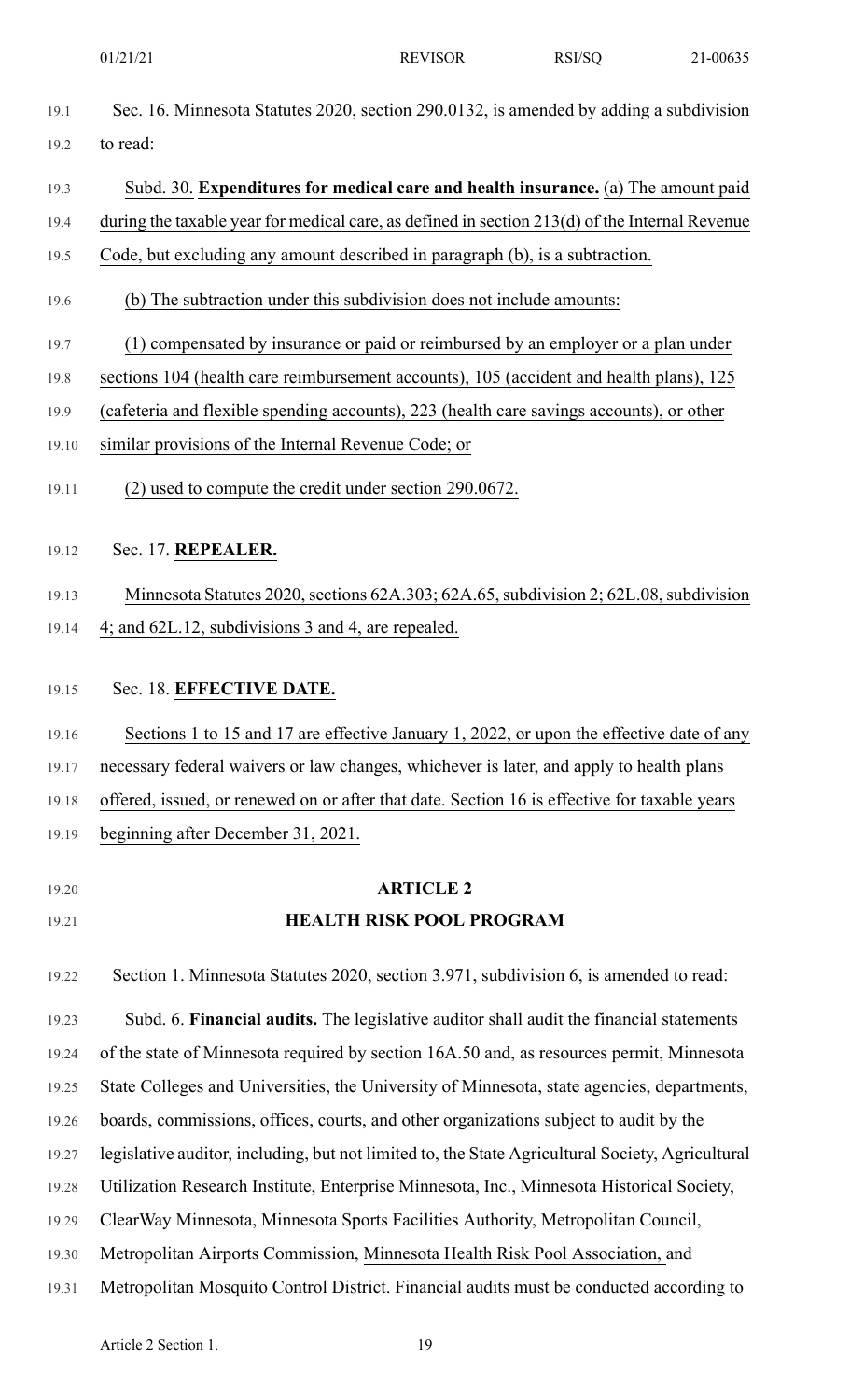Sec. 16. Minnesota Statutes 2020, section 290.0132, is amended by adding a subdivision to read:

Subd. 30. **Expenditures for medical care and health insurance.** (a) The amount paid during the taxable year for medical care, as defined in section 213(d) of the Internal Revenue Code, but excluding any amount described in paragraph (b), is a subtraction.

(b) The subtraction under this subdivision does not include amounts:

(1) compensated by insurance or paid or reimbursed by an employer or a plan under sections 104 (health care reimbursement accounts), 105 (accident and health plans), 125 (cafeteria and flexible spending accounts), 223 (health care savings accounts), or other similar provisions of the Internal Revenue Code; or

(2) used to compute the credit under section 290.0672.

Sec. 17. **REPEALER.**

Minnesota Statutes 2020, sections 62A.303; 62A.65, subdivision 2; 62L.08, subdivision 4; and 62L.12, subdivisions 3 and 4, are repealed.

Sec. 18. **EFFECTIVE DATE.**

Sections 1 to 15 and 17 are effective January 1, 2022, or upon the effective date of any necessary federal waivers or law changes, whichever is later, and apply to health plans offered, issued, or renewed on or after that date. Section 16 is effective for taxable years beginning after December 31, 2021.

## ARTICLE 2
## HEALTH RISK POOL PROGRAM

Section 1. Minnesota Statutes 2020, section 3.971, subdivision 6, is amended to read:

Subd. 6. **Financial audits.** The legislative auditor shall audit the financial statements of the state of Minnesota required by section 16A.50 and, as resources permit, Minnesota State Colleges and Universities, the University of Minnesota, state agencies, departments, boards, commissions, offices, courts, and other organizations subject to audit by the legislative auditor, including, but not limited to, the State Agricultural Society, Agricultural Utilization Research Institute, Enterprise Minnesota, Inc., Minnesota Historical Society, ClearWay Minnesota, Minnesota Sports Facilities Authority, Metropolitan Council, Metropolitan Airports Commission, Minnesota Health Risk Pool Association, and Metropolitan Mosquito Control District. Financial audits must be conducted according to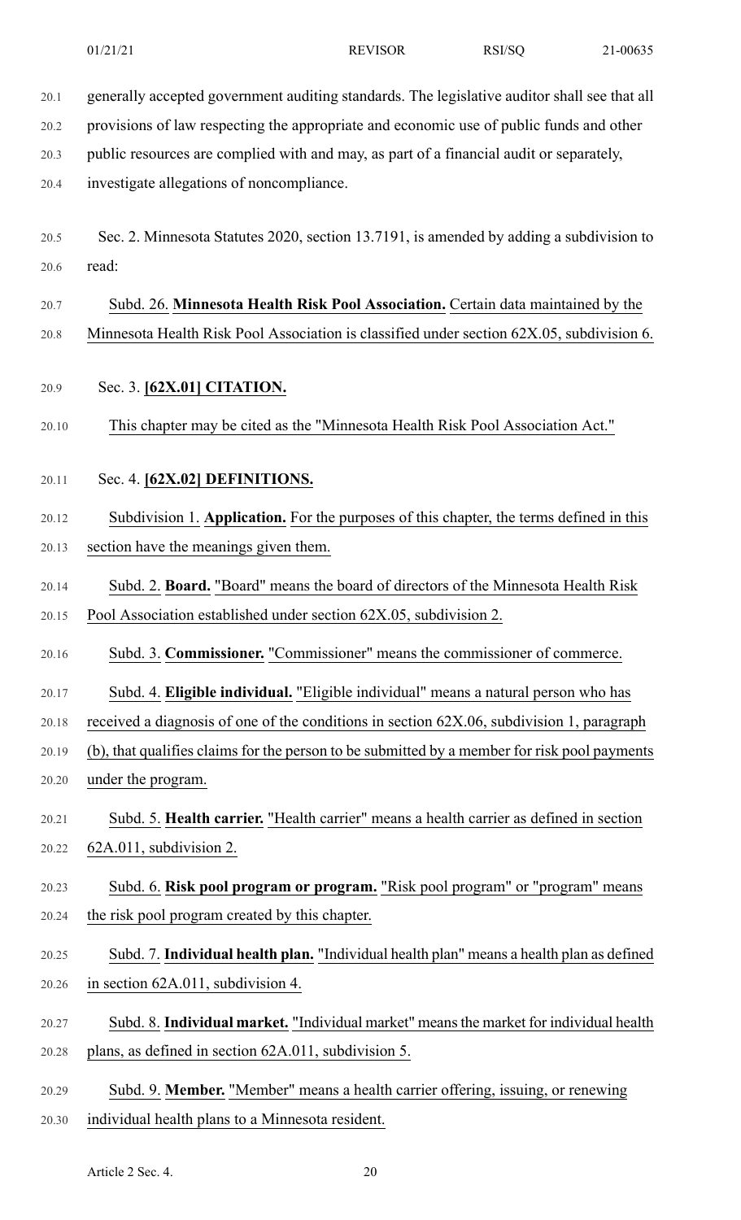generally accepted government auditing standards. The legislative auditor shall see that all provisions of law respecting the appropriate and economic use of public funds and other public resources are complied with and may, as part of a financial audit or separately, investigate allegations of noncompliance.

Sec. 2. Minnesota Statutes 2020, section 13.7191, is amended by adding a subdivision to read:

Subd. 26. **Minnesota Health Risk Pool Association.** Certain data maintained by the Minnesota Health Risk Pool Association is classified under section 62X.05, subdivision 6.

Sec. 3. **[62X.01] CITATION.**

This chapter may be cited as the "Minnesota Health Risk Pool Association Act."

Sec. 4. **[62X.02] DEFINITIONS.**

Subdivision 1. **Application.** For the purposes of this chapter, the terms defined in this section have the meanings given them.

Subd. 2. **Board.** "Board" means the board of directors of the Minnesota Health Risk Pool Association established under section 62X.05, subdivision 2.

Subd. 3. **Commissioner.** "Commissioner" means the commissioner of commerce.

Subd. 4. **Eligible individual.** "Eligible individual" means a natural person who has received a diagnosis of one of the conditions in section 62X.06, subdivision 1, paragraph (b), that qualifies claims for the person to be submitted by a member for risk pool payments under the program.

Subd. 5. **Health carrier.** "Health carrier" means a health carrier as defined in section 62A.011, subdivision 2.

Subd. 6. **Risk pool program or program.** "Risk pool program" or "program" means the risk pool program created by this chapter.

Subd. 7. **Individual health plan.** "Individual health plan" means a health plan as defined in section 62A.011, subdivision 4.

Subd. 8. **Individual market.** "Individual market" means the market for individual health plans, as defined in section 62A.011, subdivision 5.

Subd. 9. **Member.** "Member" means a health carrier offering, issuing, or renewing individual health plans to a Minnesota resident.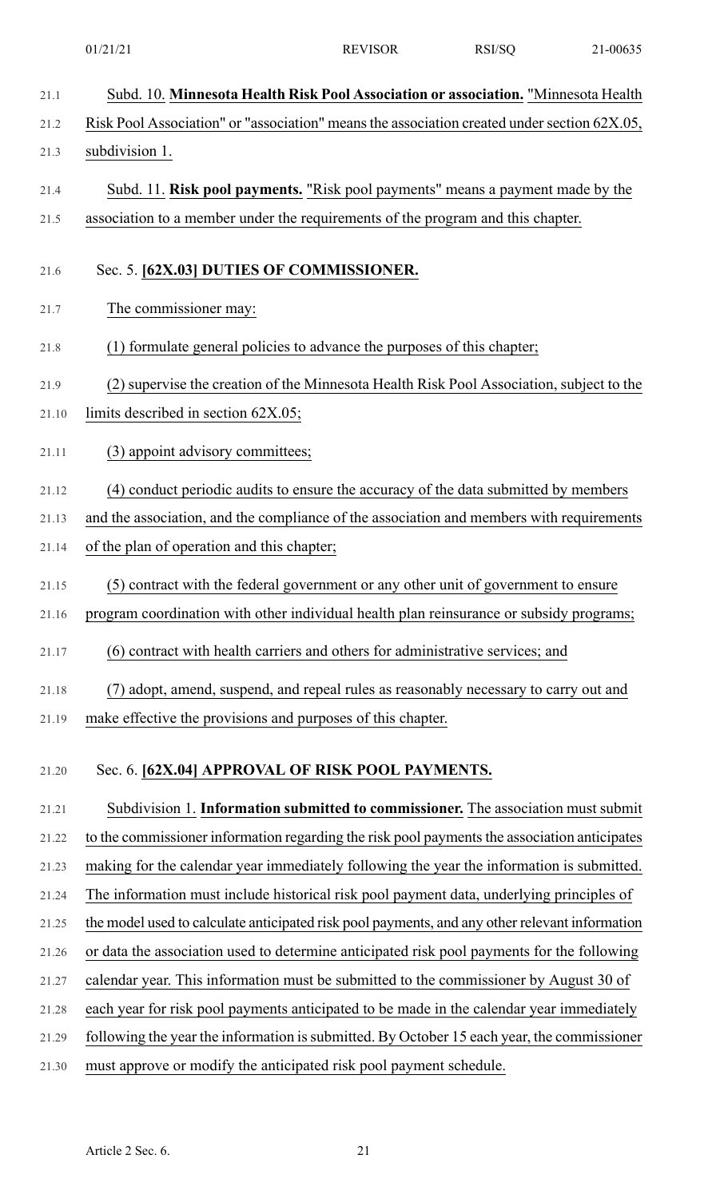Subd. 10. **Minnesota Health Risk Pool Association or association.** "Minnesota Health Risk Pool Association" or "association" means the association created under section 62X.05, subdivision 1.

Subd. 11. **Risk pool payments.** "Risk pool payments" means a payment made by the association to a member under the requirements of the program and this chapter.

Sec. 5. **[62X.03] DUTIES OF COMMISSIONER.**

The commissioner may:

(1) formulate general policies to advance the purposes of this chapter;

(2) supervise the creation of the Minnesota Health Risk Pool Association, subject to the limits described in section 62X.05;

(3) appoint advisory committees;

(4) conduct periodic audits to ensure the accuracy of the data submitted by members and the association, and the compliance of the association and members with requirements of the plan of operation and this chapter;

(5) contract with the federal government or any other unit of government to ensure program coordination with other individual health plan reinsurance or subsidy programs;

(6) contract with health carriers and others for administrative services; and

(7) adopt, amend, suspend, and repeal rules as reasonably necessary to carry out and make effective the provisions and purposes of this chapter.

Sec. 6. **[62X.04] APPROVAL OF RISK POOL PAYMENTS.**

Subdivision 1. **Information submitted to commissioner.** The association must submit to the commissioner information regarding the risk pool payments the association anticipates making for the calendar year immediately following the year the information is submitted. The information must include historical risk pool payment data, underlying principles of the model used to calculate anticipated risk pool payments, and any other relevant information or data the association used to determine anticipated risk pool payments for the following calendar year. This information must be submitted to the commissioner by August 30 of each year for risk pool payments anticipated to be made in the calendar year immediately following the year the information is submitted. By October 15 each year, the commissioner must approve or modify the anticipated risk pool payment schedule.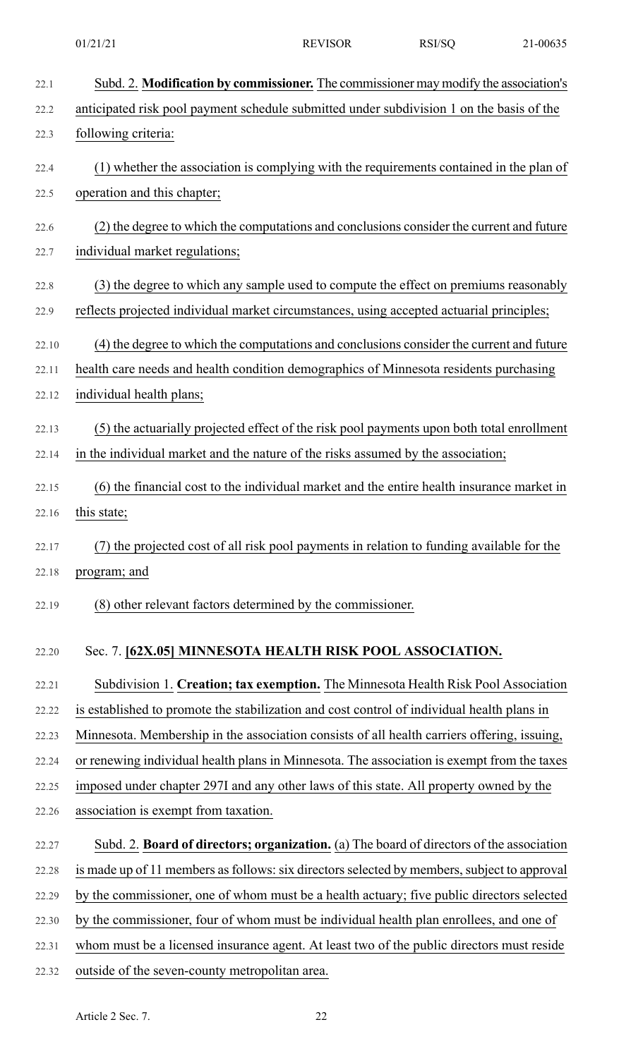Subd. 2. **Modification by commissioner.** The commissioner may modify the association's anticipated risk pool payment schedule submitted under subdivision 1 on the basis of the following criteria:

(1) whether the association is complying with the requirements contained in the plan of operation and this chapter;

(2) the degree to which the computations and conclusions consider the current and future individual market regulations;

(3) the degree to which any sample used to compute the effect on premiums reasonably reflects projected individual market circumstances, using accepted actuarial principles;

(4) the degree to which the computations and conclusions consider the current and future health care needs and health condition demographics of Minnesota residents purchasing individual health plans;

(5) the actuarially projected effect of the risk pool payments upon both total enrollment in the individual market and the nature of the risks assumed by the association;

(6) the financial cost to the individual market and the entire health insurance market in this state;

(7) the projected cost of all risk pool payments in relation to funding available for the program; and

(8) other relevant factors determined by the commissioner.

Sec. 7. **[62X.05] MINNESOTA HEALTH RISK POOL ASSOCIATION.**

Subdivision 1. **Creation; tax exemption.** The Minnesota Health Risk Pool Association is established to promote the stabilization and cost control of individual health plans in Minnesota. Membership in the association consists of all health carriers offering, issuing, or renewing individual health plans in Minnesota. The association is exempt from the taxes imposed under chapter 297I and any other laws of this state. All property owned by the association is exempt from taxation.

Subd. 2. **Board of directors; organization.** (a) The board of directors of the association is made up of 11 members as follows: six directors selected by members, subject to approval by the commissioner, one of whom must be a health actuary; five public directors selected by the commissioner, four of whom must be individual health plan enrollees, and one of whom must be a licensed insurance agent. At least two of the public directors must reside outside of the seven-county metropolitan area.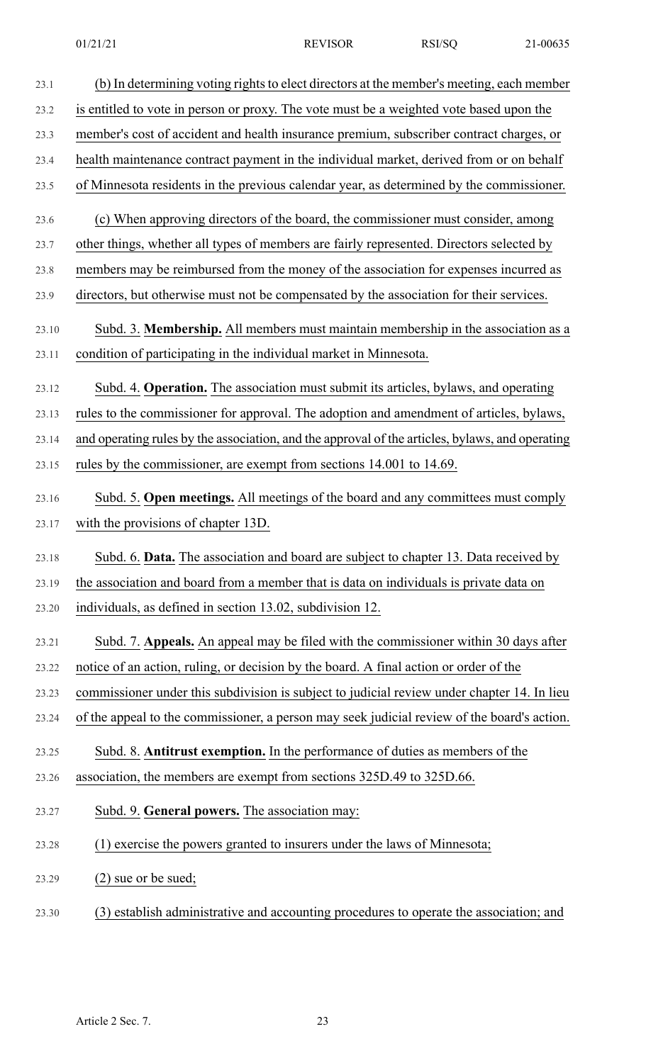(b) In determining voting rights to elect directors at the member's meeting, each member is entitled to vote in person or proxy. The vote must be a weighted vote based upon the member's cost of accident and health insurance premium, subscriber contract charges, or health maintenance contract payment in the individual market, derived from or on behalf of Minnesota residents in the previous calendar year, as determined by the commissioner.

(c) When approving directors of the board, the commissioner must consider, among other things, whether all types of members are fairly represented. Directors selected by members may be reimbursed from the money of the association for expenses incurred as directors, but otherwise must not be compensated by the association for their services.

Subd. 3. **Membership.** All members must maintain membership in the association as a condition of participating in the individual market in Minnesota.

Subd. 4. **Operation.** The association must submit its articles, bylaws, and operating rules to the commissioner for approval. The adoption and amendment of articles, bylaws, and operating rules by the association, and the approval of the articles, bylaws, and operating rules by the commissioner, are exempt from sections 14.001 to 14.69.

Subd. 5. **Open meetings.** All meetings of the board and any committees must comply with the provisions of chapter 13D.

Subd. 6. **Data.** The association and board are subject to chapter 13. Data received by the association and board from a member that is data on individuals is private data on individuals, as defined in section 13.02, subdivision 12.

Subd. 7. **Appeals.** An appeal may be filed with the commissioner within 30 days after notice of an action, ruling, or decision by the board. A final action or order of the commissioner under this subdivision is subject to judicial review under chapter 14. In lieu of the appeal to the commissioner, a person may seek judicial review of the board's action.

Subd. 8. **Antitrust exemption.** In the performance of duties as members of the association, the members are exempt from sections 325D.49 to 325D.66.

Subd. 9. **General powers.** The association may:

(1) exercise the powers granted to insurers under the laws of Minnesota;

(2) sue or be sued;

(3) establish administrative and accounting procedures to operate the association; and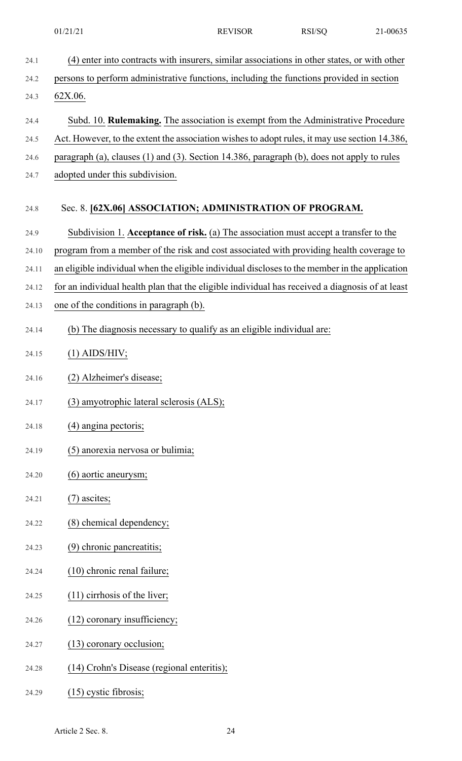(4) enter into contracts with insurers, similar associations in other states, or with other persons to perform administrative functions, including the functions provided in section 62X.06.

Subd. 10. **Rulemaking.** The association is exempt from the Administrative Procedure Act. However, to the extent the association wishes to adopt rules, it may use section 14.386, paragraph (a), clauses (1) and (3). Section 14.386, paragraph (b), does not apply to rules adopted under this subdivision.

Sec. 8. **[62X.06] ASSOCIATION; ADMINISTRATION OF PROGRAM.**

Subdivision 1. **Acceptance of risk.** (a) The association must accept a transfer to the program from a member of the risk and cost associated with providing health coverage to an eligible individual when the eligible individual discloses to the member in the application for an individual health plan that the eligible individual has received a diagnosis of at least one of the conditions in paragraph (b).

(b) The diagnosis necessary to qualify as an eligible individual are:

(1) AIDS/HIV;

(2) Alzheimer's disease;

(3) amyotrophic lateral sclerosis (ALS);

(4) angina pectoris;

(5) anorexia nervosa or bulimia;

(6) aortic aneurysm;

(7) ascites;

(8) chemical dependency;

(9) chronic pancreatitis;

(10) chronic renal failure;

(11) cirrhosis of the liver;

(12) coronary insufficiency;

(13) coronary occlusion;

(14) Crohn's Disease (regional enteritis);

(15) cystic fibrosis;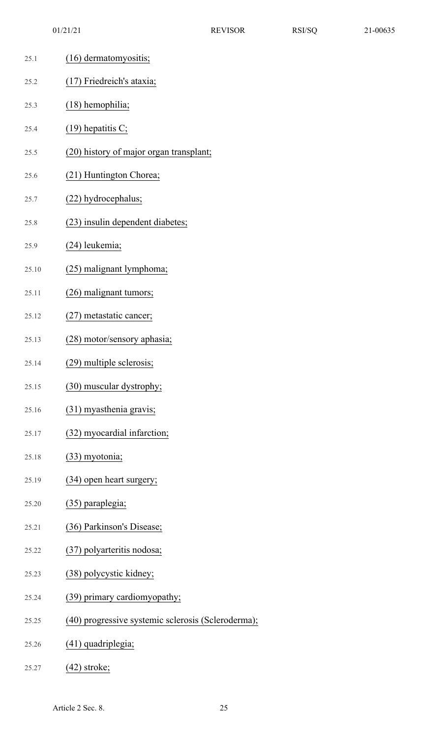(16) dermatomyositis;

(17) Friedreich's ataxia;

(18) hemophilia;

(19) hepatitis C;

(20) history of major organ transplant;

(21) Huntington Chorea;

(22) hydrocephalus;

(23) insulin dependent diabetes;

(24) leukemia;

(25) malignant lymphoma;

(26) malignant tumors;

(27) metastatic cancer;

(28) motor/sensory aphasia;

(29) multiple sclerosis;

(30) muscular dystrophy;

(31) myasthenia gravis;

(32) myocardial infarction;

(33) myotonia;

(34) open heart surgery;

(35) paraplegia;

(36) Parkinson's Disease;

(37) polyarteritis nodosa;

(38) polycystic kidney;

(39) primary cardiomyopathy;

(40) progressive systemic sclerosis (Scleroderma);

(41) quadriplegia;

(42) stroke;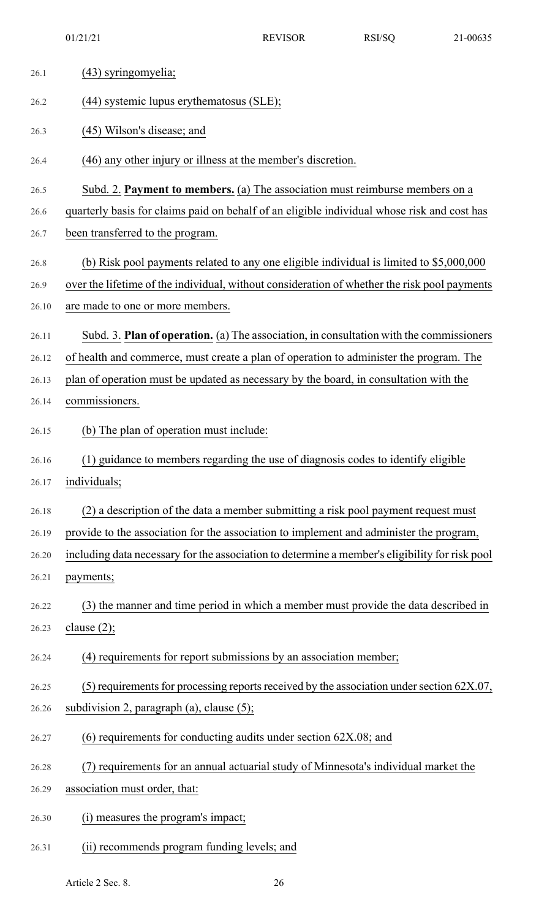(43) syringomyelia;

(44) systemic lupus erythematosus (SLE);

(45) Wilson's disease; and

(46) any other injury or illness at the member's discretion.

Subd. 2. **Payment to members.** (a) The association must reimburse members on a quarterly basis for claims paid on behalf of an eligible individual whose risk and cost has been transferred to the program.

(b) Risk pool payments related to any one eligible individual is limited to $5,000,000 over the lifetime of the individual, without consideration of whether the risk pool payments are made to one or more members.

Subd. 3. **Plan of operation.** (a) The association, in consultation with the commissioners of health and commerce, must create a plan of operation to administer the program. The plan of operation must be updated as necessary by the board, in consultation with the commissioners.

(b) The plan of operation must include:

(1) guidance to members regarding the use of diagnosis codes to identify eligible individuals;

(2) a description of the data a member submitting a risk pool payment request must provide to the association for the association to implement and administer the program, including data necessary for the association to determine a member's eligibility for risk pool payments;

(3) the manner and time period in which a member must provide the data described in clause (2);

(4) requirements for report submissions by an association member;

(5) requirements for processing reports received by the association under section 62X.07, subdivision 2, paragraph (a), clause (5);

(6) requirements for conducting audits under section 62X.08; and

(7) requirements for an annual actuarial study of Minnesota's individual market the association must order, that:

(i) measures the program's impact;

(ii) recommends program funding levels; and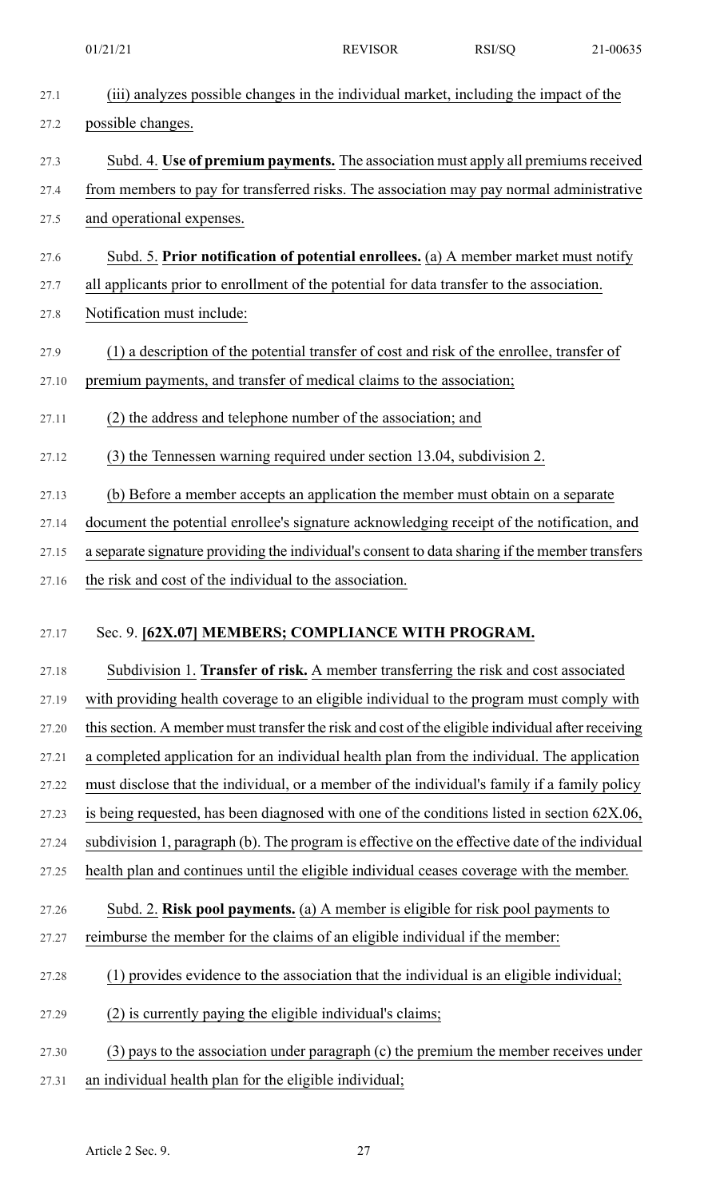(iii) analyzes possible changes in the individual market, including the impact of the possible changes.

Subd. 4. **Use of premium payments.** The association must apply all premiums received from members to pay for transferred risks. The association may pay normal administrative and operational expenses.

Subd. 5. **Prior notification of potential enrollees.** (a) A member market must notify all applicants prior to enrollment of the potential for data transfer to the association. Notification must include:

(1) a description of the potential transfer of cost and risk of the enrollee, transfer of premium payments, and transfer of medical claims to the association;

(2) the address and telephone number of the association; and

(3) the Tennessen warning required under section 13.04, subdivision 2.

(b) Before a member accepts an application the member must obtain on a separate document the potential enrollee's signature acknowledging receipt of the notification, and a separate signature providing the individual's consent to data sharing if the member transfers the risk and cost of the individual to the association.

Sec. 9. **[62X.07] MEMBERS; COMPLIANCE WITH PROGRAM.**

Subdivision 1. **Transfer of risk.** A member transferring the risk and cost associated with providing health coverage to an eligible individual to the program must comply with this section. A member must transfer the risk and cost of the eligible individual after receiving a completed application for an individual health plan from the individual. The application must disclose that the individual, or a member of the individual's family if a family policy is being requested, has been diagnosed with one of the conditions listed in section 62X.06, subdivision 1, paragraph (b). The program is effective on the effective date of the individual health plan and continues until the eligible individual ceases coverage with the member.

Subd. 2. **Risk pool payments.** (a) A member is eligible for risk pool payments to reimburse the member for the claims of an eligible individual if the member:

(1) provides evidence to the association that the individual is an eligible individual;

(2) is currently paying the eligible individual's claims;

(3) pays to the association under paragraph (c) the premium the member receives under an individual health plan for the eligible individual;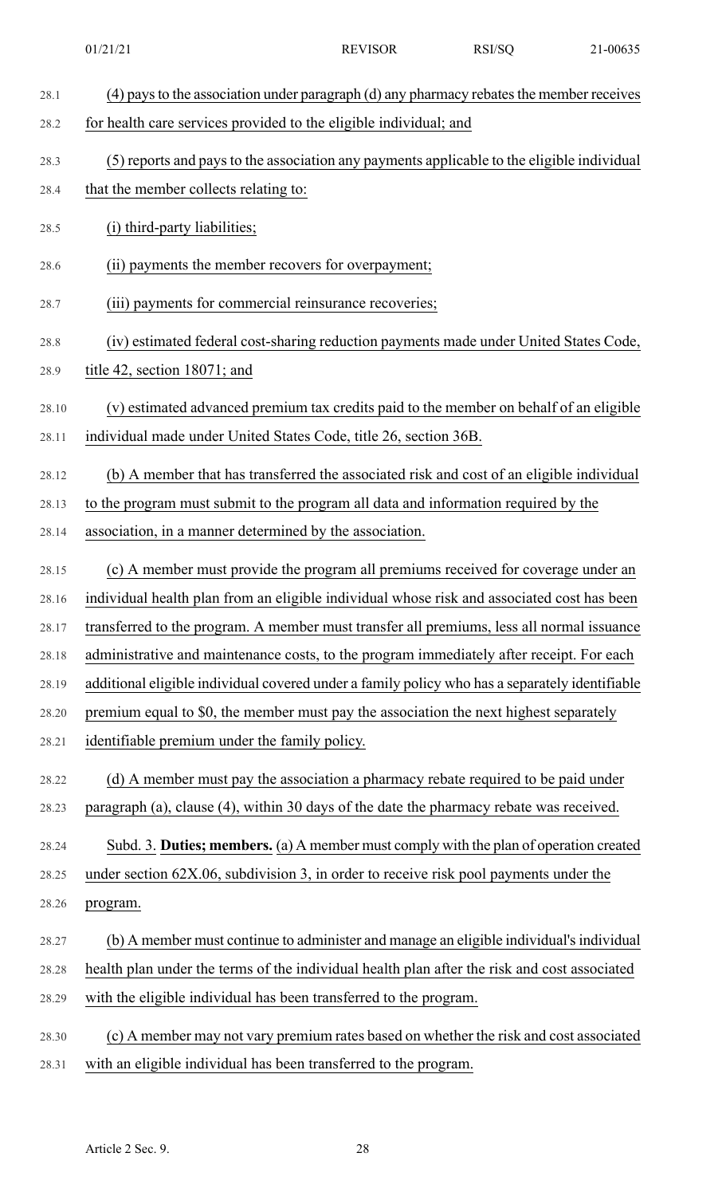(4) pays to the association under paragraph (d) any pharmacy rebates the member receives for health care services provided to the eligible individual; and

(5) reports and pays to the association any payments applicable to the eligible individual that the member collects relating to:

(i) third-party liabilities;

(ii) payments the member recovers for overpayment;

(iii) payments for commercial reinsurance recoveries;

(iv) estimated federal cost-sharing reduction payments made under United States Code, title 42, section 18071; and

(v) estimated advanced premium tax credits paid to the member on behalf of an eligible individual made under United States Code, title 26, section 36B.

(b) A member that has transferred the associated risk and cost of an eligible individual to the program must submit to the program all data and information required by the association, in a manner determined by the association.

(c) A member must provide the program all premiums received for coverage under an individual health plan from an eligible individual whose risk and associated cost has been transferred to the program. A member must transfer all premiums, less all normal issuance administrative and maintenance costs, to the program immediately after receipt. For each additional eligible individual covered under a family policy who has a separately identifiable premium equal to $0, the member must pay the association the next highest separately identifiable premium under the family policy.

(d) A member must pay the association a pharmacy rebate required to be paid under paragraph (a), clause (4), within 30 days of the date the pharmacy rebate was received.

Subd. 3. **Duties; members.** (a) A member must comply with the plan of operation created under section 62X.06, subdivision 3, in order to receive risk pool payments under the program.

(b) A member must continue to administer and manage an eligible individual's individual health plan under the terms of the individual health plan after the risk and cost associated with the eligible individual has been transferred to the program.

(c) A member may not vary premium rates based on whether the risk and cost associated with an eligible individual has been transferred to the program.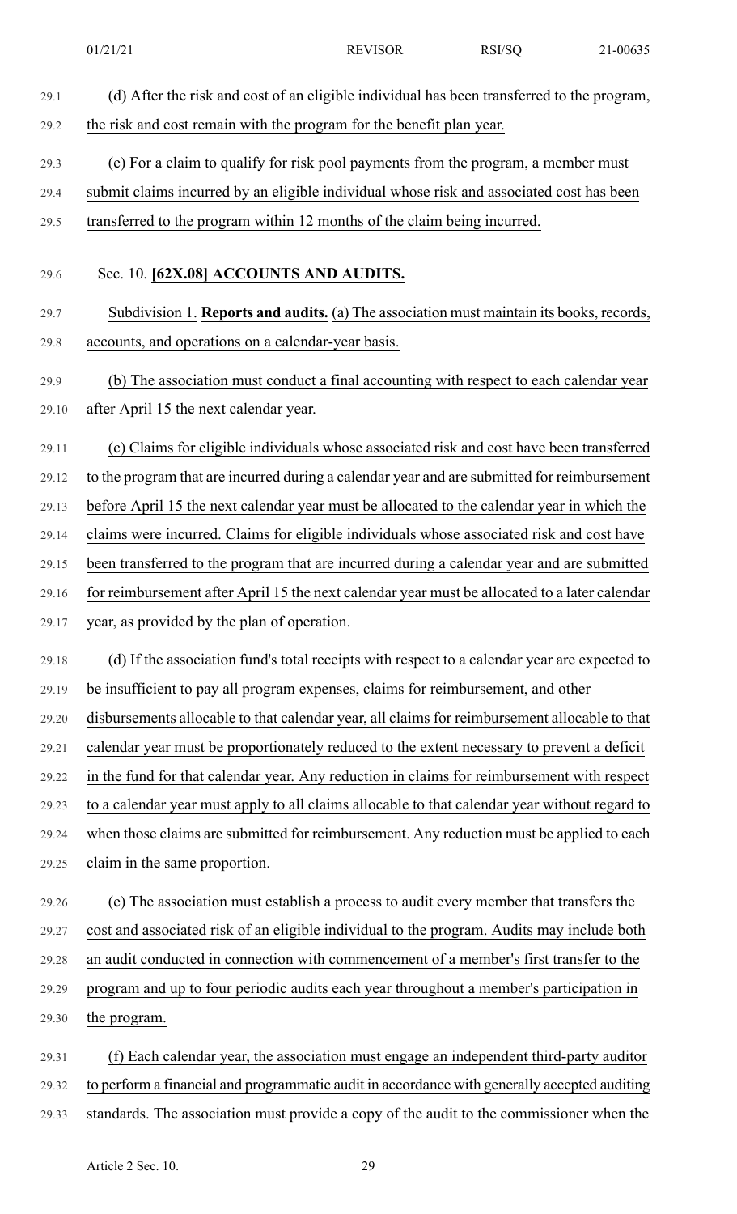(d) After the risk and cost of an eligible individual has been transferred to the program, the risk and cost remain with the program for the benefit plan year.

(e) For a claim to qualify for risk pool payments from the program, a member must submit claims incurred by an eligible individual whose risk and associated cost has been transferred to the program within 12 months of the claim being incurred.

Sec. 10. **[62X.08] ACCOUNTS AND AUDITS.**

Subdivision 1. **Reports and audits.** (a) The association must maintain its books, records, accounts, and operations on a calendar-year basis.

(b) The association must conduct a final accounting with respect to each calendar year after April 15 the next calendar year.

(c) Claims for eligible individuals whose associated risk and cost have been transferred to the program that are incurred during a calendar year and are submitted for reimbursement before April 15 the next calendar year must be allocated to the calendar year in which the claims were incurred. Claims for eligible individuals whose associated risk and cost have been transferred to the program that are incurred during a calendar year and are submitted for reimbursement after April 15 the next calendar year must be allocated to a later calendar year, as provided by the plan of operation.

(d) If the association fund's total receipts with respect to a calendar year are expected to be insufficient to pay all program expenses, claims for reimbursement, and other disbursements allocable to that calendar year, all claims for reimbursement allocable to that calendar year must be proportionately reduced to the extent necessary to prevent a deficit in the fund for that calendar year. Any reduction in claims for reimbursement with respect to a calendar year must apply to all claims allocable to that calendar year without regard to when those claims are submitted for reimbursement. Any reduction must be applied to each claim in the same proportion.

(e) The association must establish a process to audit every member that transfers the cost and associated risk of an eligible individual to the program. Audits may include both an audit conducted in connection with commencement of a member's first transfer to the program and up to four periodic audits each year throughout a member's participation in the program.

(f) Each calendar year, the association must engage an independent third-party auditor to perform a financial and programmatic audit in accordance with generally accepted auditing standards. The association must provide a copy of the audit to the commissioner when the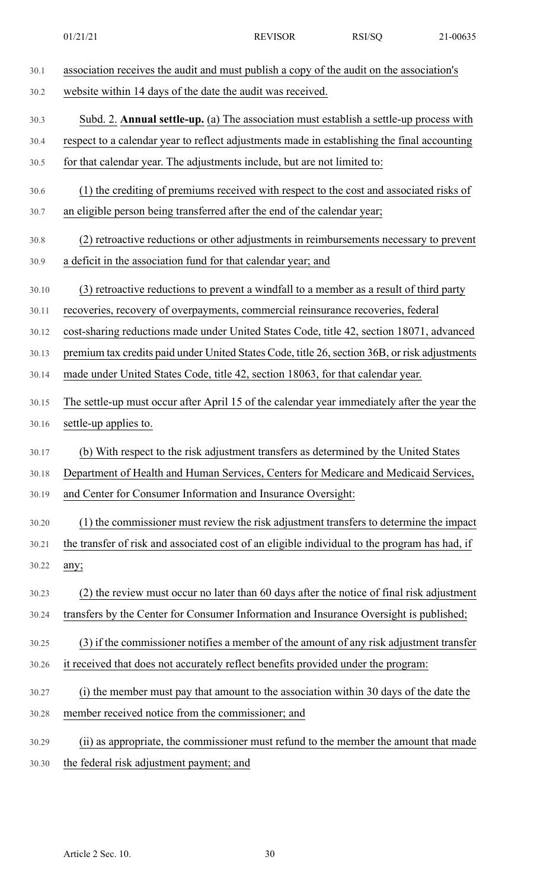association receives the audit and must publish a copy of the audit on the association's website within 14 days of the date the audit was received.

Subd. 2. **Annual settle-up.** (a) The association must establish a settle-up process with respect to a calendar year to reflect adjustments made in establishing the final accounting for that calendar year. The adjustments include, but are not limited to:

(1) the crediting of premiums received with respect to the cost and associated risks of an eligible person being transferred after the end of the calendar year;

(2) retroactive reductions or other adjustments in reimbursements necessary to prevent a deficit in the association fund for that calendar year; and

(3) retroactive reductions to prevent a windfall to a member as a result of third party recoveries, recovery of overpayments, commercial reinsurance recoveries, federal cost-sharing reductions made under United States Code, title 42, section 18071, advanced premium tax credits paid under United States Code, title 26, section 36B, or risk adjustments made under United States Code, title 42, section 18063, for that calendar year.

The settle-up must occur after April 15 of the calendar year immediately after the year the settle-up applies to.

(b) With respect to the risk adjustment transfers as determined by the United States Department of Health and Human Services, Centers for Medicare and Medicaid Services, and Center for Consumer Information and Insurance Oversight:

(1) the commissioner must review the risk adjustment transfers to determine the impact the transfer of risk and associated cost of an eligible individual to the program has had, if any;

(2) the review must occur no later than 60 days after the notice of final risk adjustment transfers by the Center for Consumer Information and Insurance Oversight is published;

(3) if the commissioner notifies a member of the amount of any risk adjustment transfer it received that does not accurately reflect benefits provided under the program:

(i) the member must pay that amount to the association within 30 days of the date the member received notice from the commissioner; and

(ii) as appropriate, the commissioner must refund to the member the amount that made the federal risk adjustment payment; and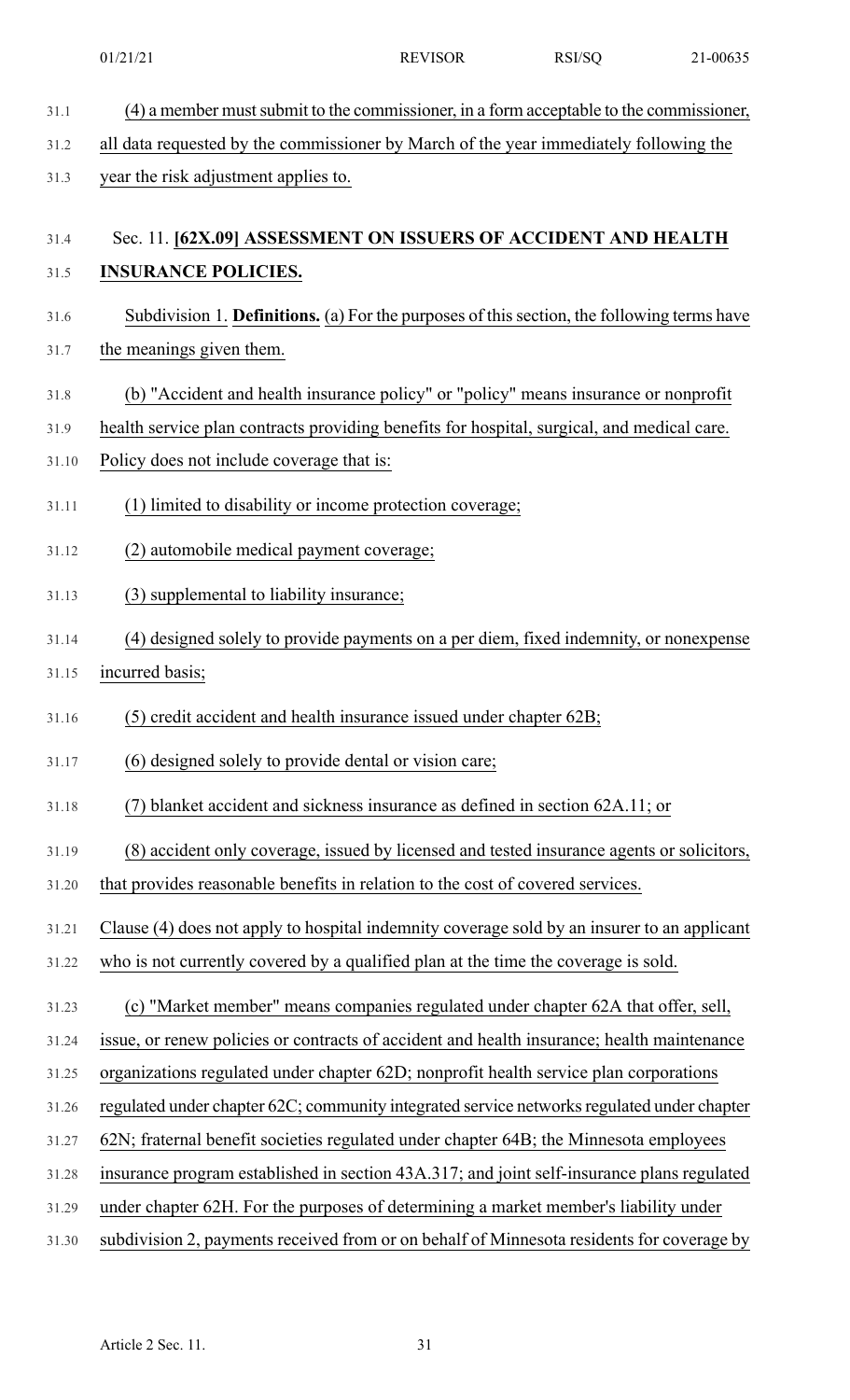(4) a member must submit to the commissioner, in a form acceptable to the commissioner, all data requested by the commissioner by March of the year immediately following the year the risk adjustment applies to.

Sec. 11. **[62X.09] ASSESSMENT ON ISSUERS OF ACCIDENT AND HEALTH INSURANCE POLICIES.**

Subdivision 1. **Definitions.** (a) For the purposes of this section, the following terms have the meanings given them.

(b) "Accident and health insurance policy" or "policy" means insurance or nonprofit health service plan contracts providing benefits for hospital, surgical, and medical care. Policy does not include coverage that is:

(1) limited to disability or income protection coverage;

(2) automobile medical payment coverage;

(3) supplemental to liability insurance;

(4) designed solely to provide payments on a per diem, fixed indemnity, or nonexpense incurred basis;

(5) credit accident and health insurance issued under chapter 62B;

(6) designed solely to provide dental or vision care;

(7) blanket accident and sickness insurance as defined in section 62A.11; or

(8) accident only coverage, issued by licensed and tested insurance agents or solicitors, that provides reasonable benefits in relation to the cost of covered services.

Clause (4) does not apply to hospital indemnity coverage sold by an insurer to an applicant who is not currently covered by a qualified plan at the time the coverage is sold.

(c) "Market member" means companies regulated under chapter 62A that offer, sell, issue, or renew policies or contracts of accident and health insurance; health maintenance organizations regulated under chapter 62D; nonprofit health service plan corporations regulated under chapter 62C; community integrated service networks regulated under chapter 62N; fraternal benefit societies regulated under chapter 64B; the Minnesota employees insurance program established in section 43A.317; and joint self-insurance plans regulated under chapter 62H. For the purposes of determining a market member's liability under subdivision 2, payments received from or on behalf of Minnesota residents for coverage by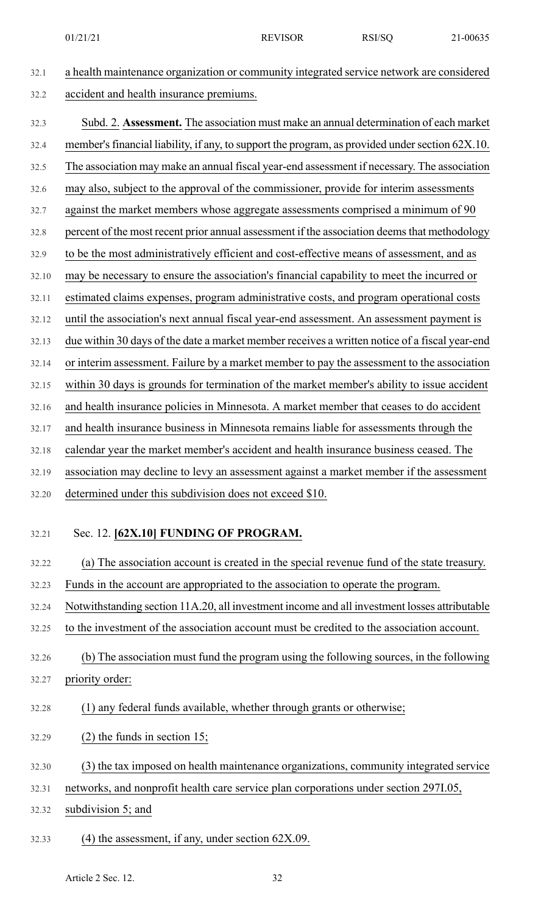a health maintenance organization or community integrated service network are considered accident and health insurance premiums.

Subd. 2. **Assessment.** The association must make an annual determination of each market member's financial liability, if any, to support the program, as provided under section 62X.10. The association may make an annual fiscal year-end assessment if necessary. The association may also, subject to the approval of the commissioner, provide for interim assessments against the market members whose aggregate assessments comprised a minimum of 90 percent of the most recent prior annual assessment if the association deems that methodology to be the most administratively efficient and cost-effective means of assessment, and as may be necessary to ensure the association's financial capability to meet the incurred or estimated claims expenses, program administrative costs, and program operational costs until the association's next annual fiscal year-end assessment. An assessment payment is due within 30 days of the date a market member receives a written notice of a fiscal year-end or interim assessment. Failure by a market member to pay the assessment to the association within 30 days is grounds for termination of the market member's ability to issue accident and health insurance policies in Minnesota. A market member that ceases to do accident and health insurance business in Minnesota remains liable for assessments through the calendar year the market member's accident and health insurance business ceased. The association may decline to levy an assessment against a market member if the assessment determined under this subdivision does not exceed $10.

Sec. 12. **[62X.10] FUNDING OF PROGRAM.**

(a) The association account is created in the special revenue fund of the state treasury. Funds in the account are appropriated to the association to operate the program. Notwithstanding section 11A.20, all investment income and all investment losses attributable to the investment of the association account must be credited to the association account.

(b) The association must fund the program using the following sources, in the following priority order:

(1) any federal funds available, whether through grants or otherwise;

(2) the funds in section 15;

(3) the tax imposed on health maintenance organizations, community integrated service networks, and nonprofit health care service plan corporations under section 297I.05, subdivision 5; and

(4) the assessment, if any, under section 62X.09.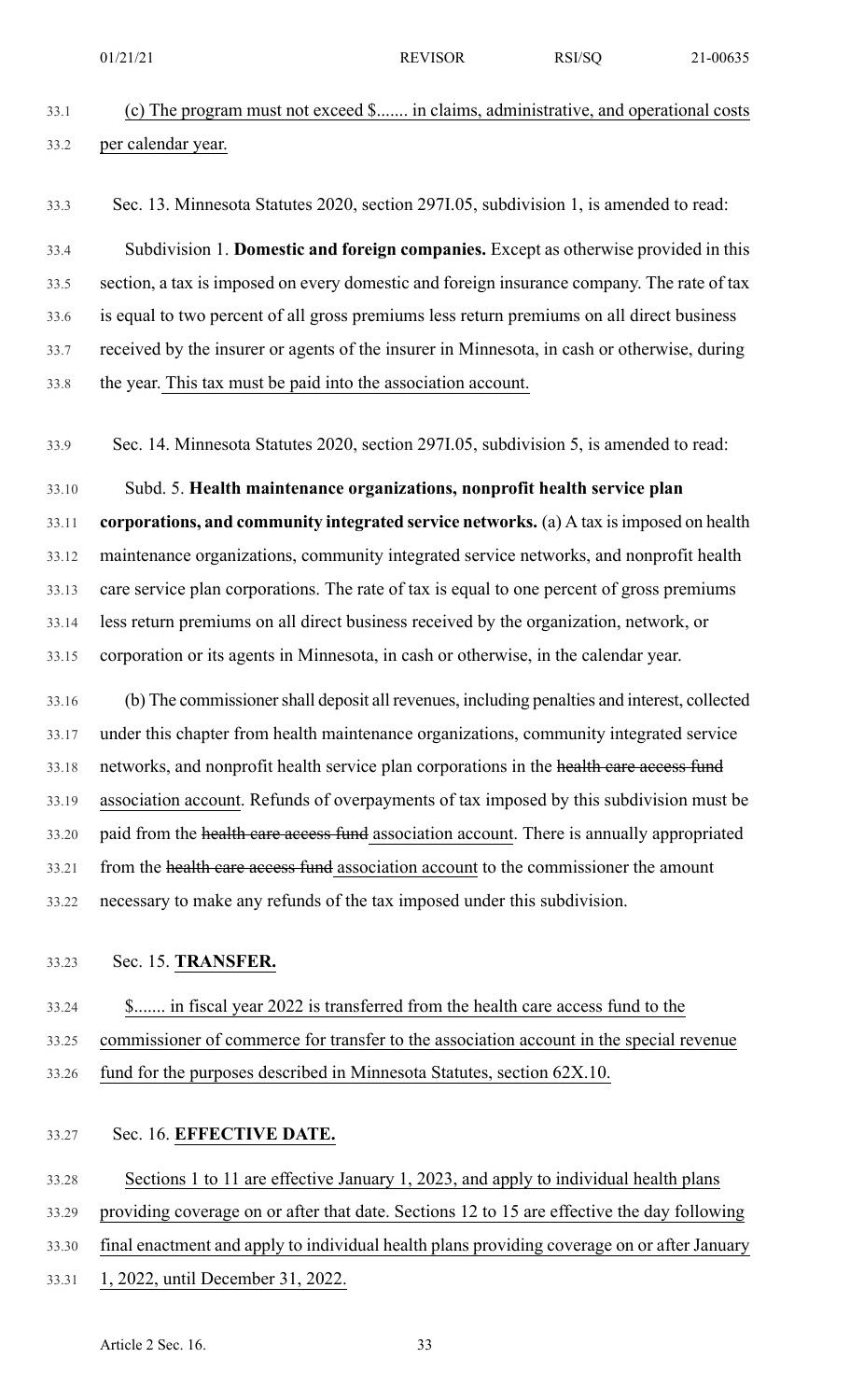(c) The program must not exceed $....... in claims, administrative, and operational costs per calendar year.

Sec. 13. Minnesota Statutes 2020, section 297I.05, subdivision 1, is amended to read:

Subdivision 1. **Domestic and foreign companies.** Except as otherwise provided in this section, a tax is imposed on every domestic and foreign insurance company. The rate of tax is equal to two percent of all gross premiums less return premiums on all direct business received by the insurer or agents of the insurer in Minnesota, in cash or otherwise, during the year. This tax must be paid into the association account.

Sec. 14. Minnesota Statutes 2020, section 297I.05, subdivision 5, is amended to read:

Subd. 5. **Health maintenance organizations, nonprofit health service plan corporations, and community integrated service networks.** (a) A tax is imposed on health maintenance organizations, community integrated service networks, and nonprofit health care service plan corporations. The rate of tax is equal to one percent of gross premiums less return premiums on all direct business received by the organization, network, or corporation or its agents in Minnesota, in cash or otherwise, in the calendar year.

(b) The commissioner shall deposit all revenues, including penalties and interest, collected under this chapter from health maintenance organizations, community integrated service networks, and nonprofit health service plan corporations in the ~~health care access fund~~ association account. Refunds of overpayments of tax imposed by this subdivision must be paid from the ~~health care access fund~~ association account. There is annually appropriated from the ~~health care access fund~~ association account to the commissioner the amount necessary to make any refunds of the tax imposed under this subdivision.

Sec. 15. **TRANSFER.**

$....... in fiscal year 2022 is transferred from the health care access fund to the commissioner of commerce for transfer to the association account in the special revenue fund for the purposes described in Minnesota Statutes, section 62X.10.

Sec. 16. **EFFECTIVE DATE.**

Sections 1 to 11 are effective January 1, 2023, and apply to individual health plans providing coverage on or after that date. Sections 12 to 15 are effective the day following final enactment and apply to individual health plans providing coverage on or after January 1, 2022, until December 31, 2022.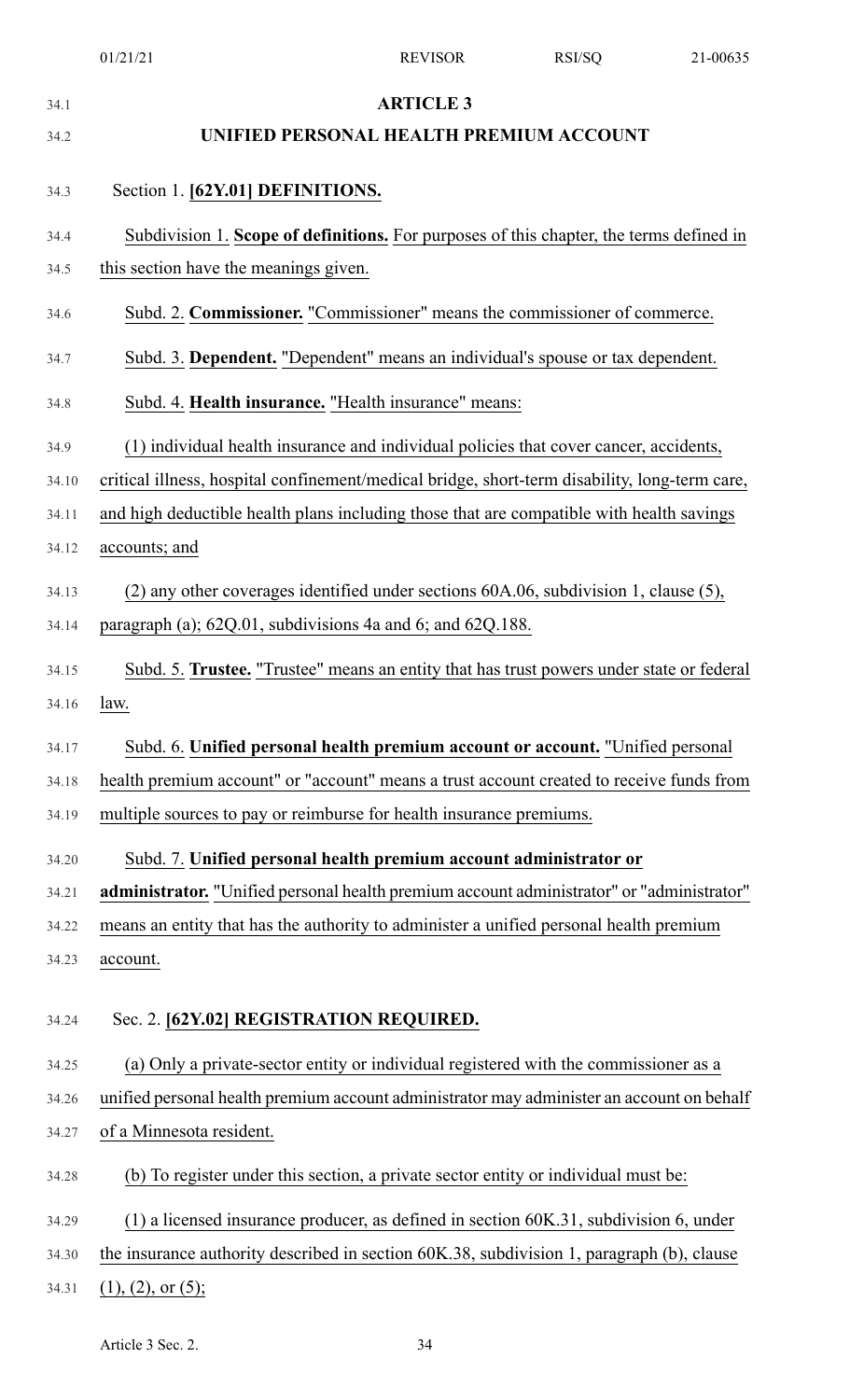## ARTICLE 3

## UNIFIED PERSONAL HEALTH PREMIUM ACCOUNT

Section 1. **[62Y.01] DEFINITIONS.**

Subdivision 1. **Scope of definitions.** For purposes of this chapter, the terms defined in this section have the meanings given.

Subd. 2. **Commissioner.** "Commissioner" means the commissioner of commerce.

Subd. 3. **Dependent.** "Dependent" means an individual's spouse or tax dependent.

Subd. 4. **Health insurance.** "Health insurance" means:

(1) individual health insurance and individual policies that cover cancer, accidents, critical illness, hospital confinement/medical bridge, short-term disability, long-term care, and high deductible health plans including those that are compatible with health savings accounts; and

(2) any other coverages identified under sections 60A.06, subdivision 1, clause (5), paragraph (a); 62Q.01, subdivisions 4a and 6; and 62Q.188.

Subd. 5. **Trustee.** "Trustee" means an entity that has trust powers under state or federal law.

Subd. 6. **Unified personal health premium account or account.** "Unified personal health premium account" or "account" means a trust account created to receive funds from multiple sources to pay or reimburse for health insurance premiums.

Subd. 7. **Unified personal health premium account administrator or administrator.** "Unified personal health premium account administrator" or "administrator" means an entity that has the authority to administer a unified personal health premium account.

Sec. 2. **[62Y.02] REGISTRATION REQUIRED.**

(a) Only a private-sector entity or individual registered with the commissioner as a unified personal health premium account administrator may administer an account on behalf of a Minnesota resident.

(b) To register under this section, a private sector entity or individual must be:

(1) a licensed insurance producer, as defined in section 60K.31, subdivision 6, under the insurance authority described in section 60K.38, subdivision 1, paragraph (b), clause (1), (2), or (5);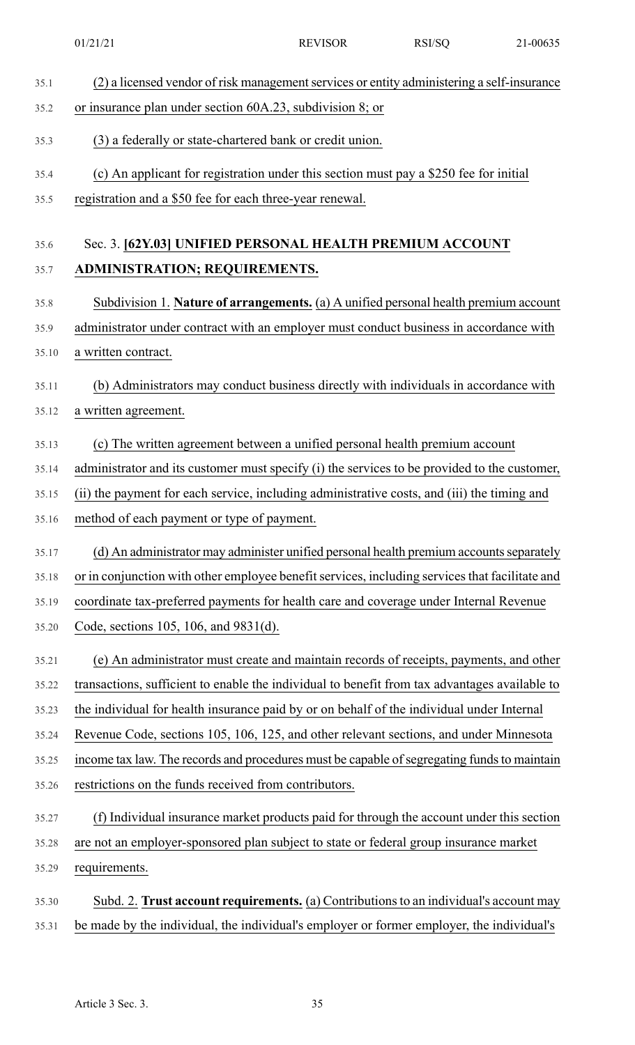(2) a licensed vendor of risk management services or entity administering a self-insurance or insurance plan under section 60A.23, subdivision 8; or

(3) a federally or state-chartered bank or credit union.

(c) An applicant for registration under this section must pay a $250 fee for initial registration and a $50 fee for each three-year renewal.

Sec. 3. **[62Y.03] UNIFIED PERSONAL HEALTH PREMIUM ACCOUNT ADMINISTRATION; REQUIREMENTS.**

Subdivision 1. **Nature of arrangements.** (a) A unified personal health premium account administrator under contract with an employer must conduct business in accordance with a written contract.

(b) Administrators may conduct business directly with individuals in accordance with a written agreement.

(c) The written agreement between a unified personal health premium account administrator and its customer must specify (i) the services to be provided to the customer, (ii) the payment for each service, including administrative costs, and (iii) the timing and method of each payment or type of payment.

(d) An administrator may administer unified personal health premium accounts separately or in conjunction with other employee benefit services, including services that facilitate and coordinate tax-preferred payments for health care and coverage under Internal Revenue Code, sections 105, 106, and 9831(d).

(e) An administrator must create and maintain records of receipts, payments, and other transactions, sufficient to enable the individual to benefit from tax advantages available to the individual for health insurance paid by or on behalf of the individual under Internal Revenue Code, sections 105, 106, 125, and other relevant sections, and under Minnesota income tax law. The records and procedures must be capable of segregating funds to maintain restrictions on the funds received from contributors.

(f) Individual insurance market products paid for through the account under this section are not an employer-sponsored plan subject to state or federal group insurance market requirements.

Subd. 2. **Trust account requirements.** (a) Contributions to an individual's account may be made by the individual, the individual's employer or former employer, the individual's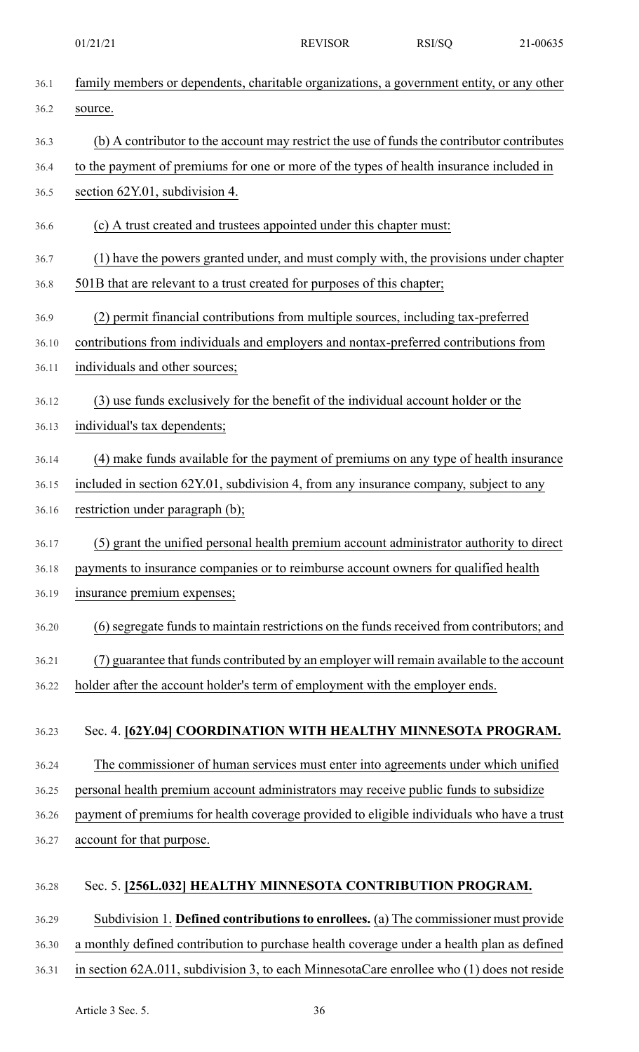family members or dependents, charitable organizations, a government entity, or any other source.

(b) A contributor to the account may restrict the use of funds the contributor contributes to the payment of premiums for one or more of the types of health insurance included in section 62Y.01, subdivision 4.

(c) A trust created and trustees appointed under this chapter must:

(1) have the powers granted under, and must comply with, the provisions under chapter 501B that are relevant to a trust created for purposes of this chapter;

(2) permit financial contributions from multiple sources, including tax-preferred contributions from individuals and employers and nontax-preferred contributions from individuals and other sources;

(3) use funds exclusively for the benefit of the individual account holder or the individual's tax dependents;

(4) make funds available for the payment of premiums on any type of health insurance included in section 62Y.01, subdivision 4, from any insurance company, subject to any restriction under paragraph (b);

(5) grant the unified personal health premium account administrator authority to direct payments to insurance companies or to reimburse account owners for qualified health insurance premium expenses;

(6) segregate funds to maintain restrictions on the funds received from contributors; and

(7) guarantee that funds contributed by an employer will remain available to the account holder after the account holder's term of employment with the employer ends.

Sec. 4. **[62Y.04] COORDINATION WITH HEALTHY MINNESOTA PROGRAM.**

The commissioner of human services must enter into agreements under which unified personal health premium account administrators may receive public funds to subsidize payment of premiums for health coverage provided to eligible individuals who have a trust account for that purpose.

Sec. 5. **[256L.032] HEALTHY MINNESOTA CONTRIBUTION PROGRAM.**

Subdivision 1. **Defined contributions to enrollees.** (a) The commissioner must provide a monthly defined contribution to purchase health coverage under a health plan as defined in section 62A.011, subdivision 3, to each MinnesotaCare enrollee who (1) does not reside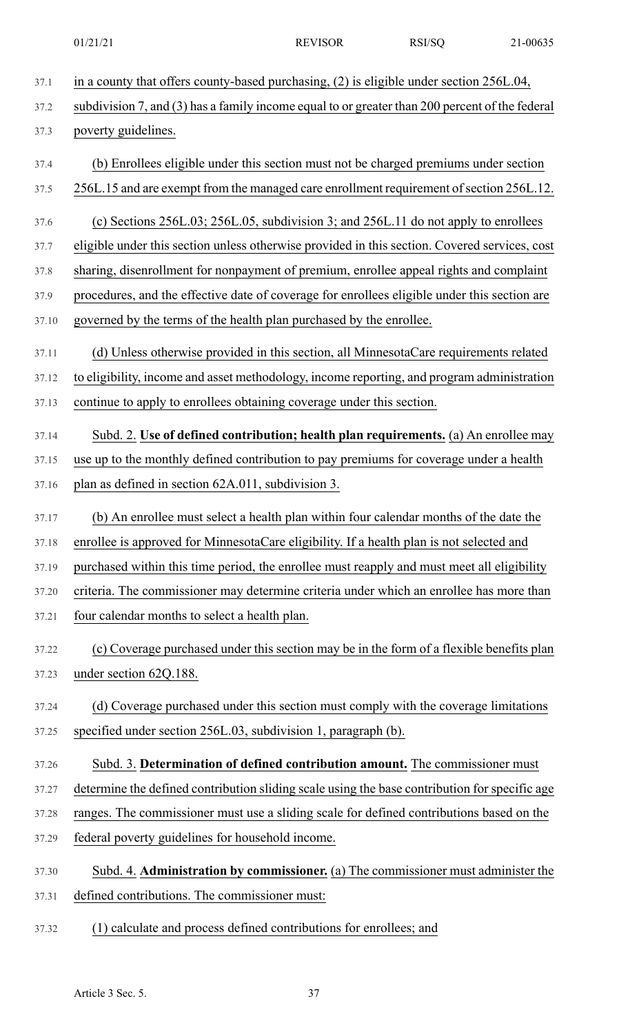in a county that offers county-based purchasing, (2) is eligible under section 256L.04, subdivision 7, and (3) has a family income equal to or greater than 200 percent of the federal poverty guidelines.

(b) Enrollees eligible under this section must not be charged premiums under section 256L.15 and are exempt from the managed care enrollment requirement of section 256L.12.

(c) Sections 256L.03; 256L.05, subdivision 3; and 256L.11 do not apply to enrollees eligible under this section unless otherwise provided in this section. Covered services, cost sharing, disenrollment for nonpayment of premium, enrollee appeal rights and complaint procedures, and the effective date of coverage for enrollees eligible under this section are governed by the terms of the health plan purchased by the enrollee.

(d) Unless otherwise provided in this section, all MinnesotaCare requirements related to eligibility, income and asset methodology, income reporting, and program administration continue to apply to enrollees obtaining coverage under this section.

Subd. 2. **Use of defined contribution; health plan requirements.** (a) An enrollee may use up to the monthly defined contribution to pay premiums for coverage under a health plan as defined in section 62A.011, subdivision 3.

(b) An enrollee must select a health plan within four calendar months of the date the enrollee is approved for MinnesotaCare eligibility. If a health plan is not selected and purchased within this time period, the enrollee must reapply and must meet all eligibility criteria. The commissioner may determine criteria under which an enrollee has more than four calendar months to select a health plan.

(c) Coverage purchased under this section may be in the form of a flexible benefits plan under section 62Q.188.

(d) Coverage purchased under this section must comply with the coverage limitations specified under section 256L.03, subdivision 1, paragraph (b).

Subd. 3. **Determination of defined contribution amount.** The commissioner must determine the defined contribution sliding scale using the base contribution for specific age ranges. The commissioner must use a sliding scale for defined contributions based on the federal poverty guidelines for household income.

Subd. 4. **Administration by commissioner.** (a) The commissioner must administer the defined contributions. The commissioner must:

(1) calculate and process defined contributions for enrollees; and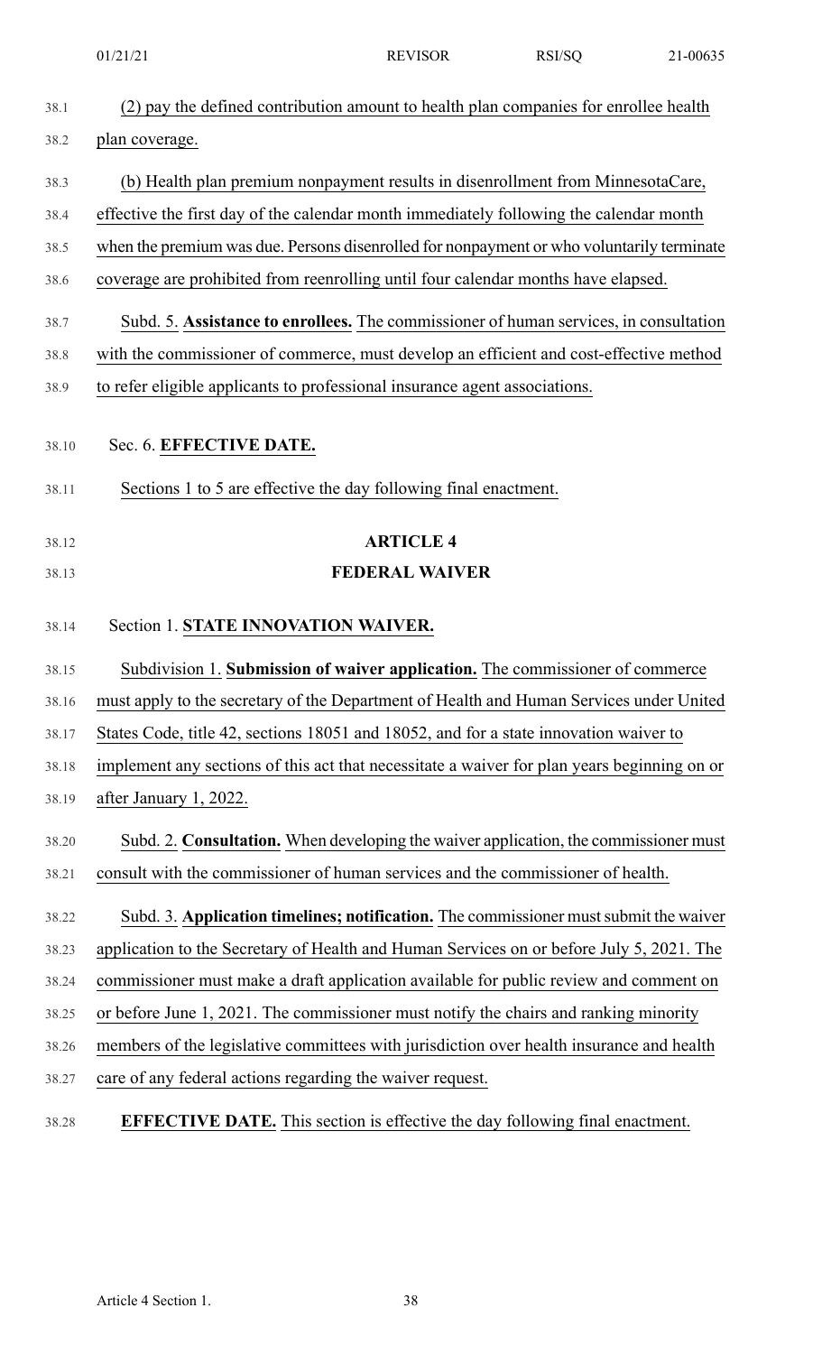(2) pay the defined contribution amount to health plan companies for enrollee health plan coverage.

(b) Health plan premium nonpayment results in disenrollment from MinnesotaCare, effective the first day of the calendar month immediately following the calendar month when the premium was due. Persons disenrolled for nonpayment or who voluntarily terminate coverage are prohibited from reenrolling until four calendar months have elapsed.

Subd. 5. **Assistance to enrollees.** The commissioner of human services, in consultation with the commissioner of commerce, must develop an efficient and cost-effective method to refer eligible applicants to professional insurance agent associations.

Sec. 6. **EFFECTIVE DATE.**

Sections 1 to 5 are effective the day following final enactment.

## ARTICLE 4

## FEDERAL WAIVER

Section 1. **STATE INNOVATION WAIVER.**

Subdivision 1. **Submission of waiver application.** The commissioner of commerce must apply to the secretary of the Department of Health and Human Services under United States Code, title 42, sections 18051 and 18052, and for a state innovation waiver to implement any sections of this act that necessitate a waiver for plan years beginning on or after January 1, 2022.

Subd. 2. **Consultation.** When developing the waiver application, the commissioner must consult with the commissioner of human services and the commissioner of health.

Subd. 3. **Application timelines; notification.** The commissioner must submit the waiver application to the Secretary of Health and Human Services on or before July 5, 2021. The commissioner must make a draft application available for public review and comment on or before June 1, 2021. The commissioner must notify the chairs and ranking minority members of the legislative committees with jurisdiction over health insurance and health care of any federal actions regarding the waiver request.

**EFFECTIVE DATE.** This section is effective the day following final enactment.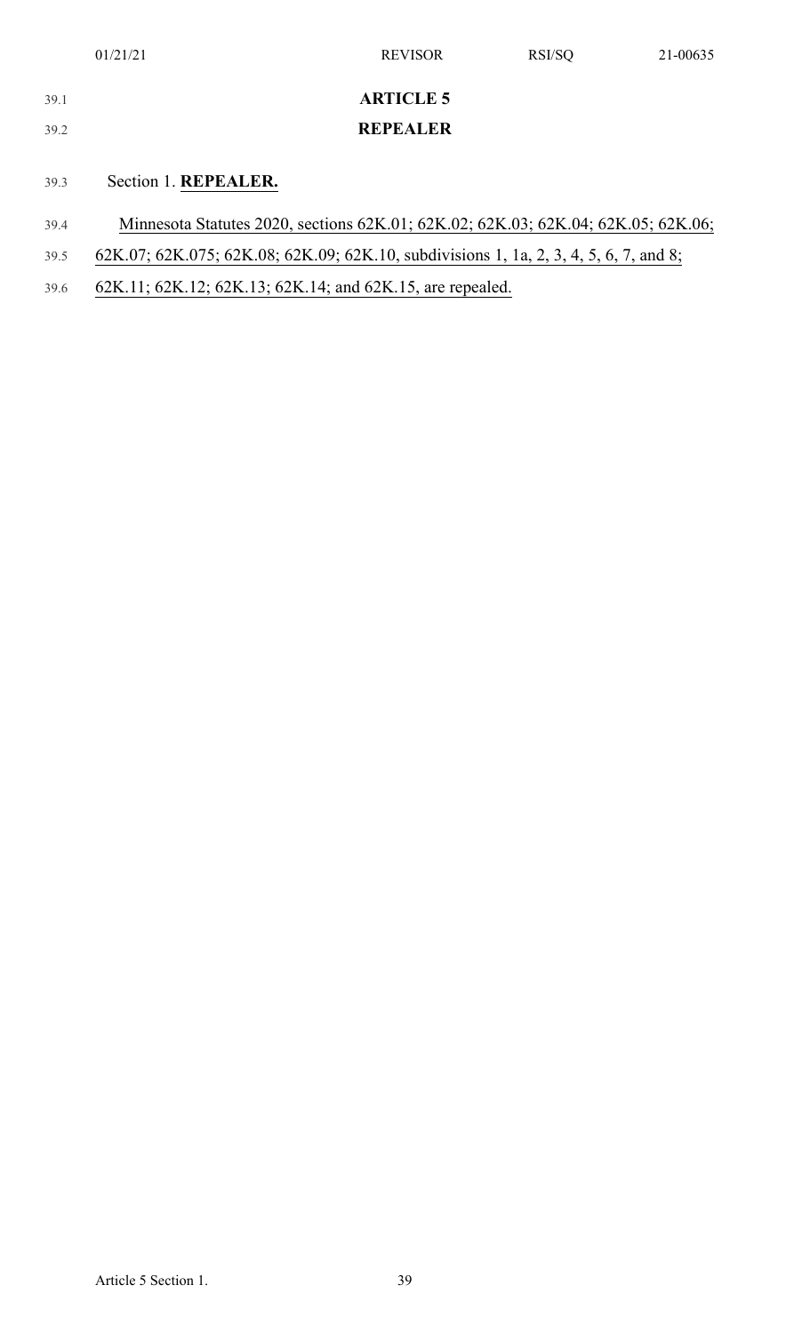## ARTICLE 5

## REPEALER

Section 1. **REPEALER.**

Minnesota Statutes 2020, sections 62K.01; 62K.02; 62K.03; 62K.04; 62K.05; 62K.06; 62K.07; 62K.075; 62K.08; 62K.09; 62K.10, subdivisions 1, 1a, 2, 3, 4, 5, 6, 7, and 8; 62K.11; 62K.12; 62K.13; 62K.14; and 62K.15, are repealed.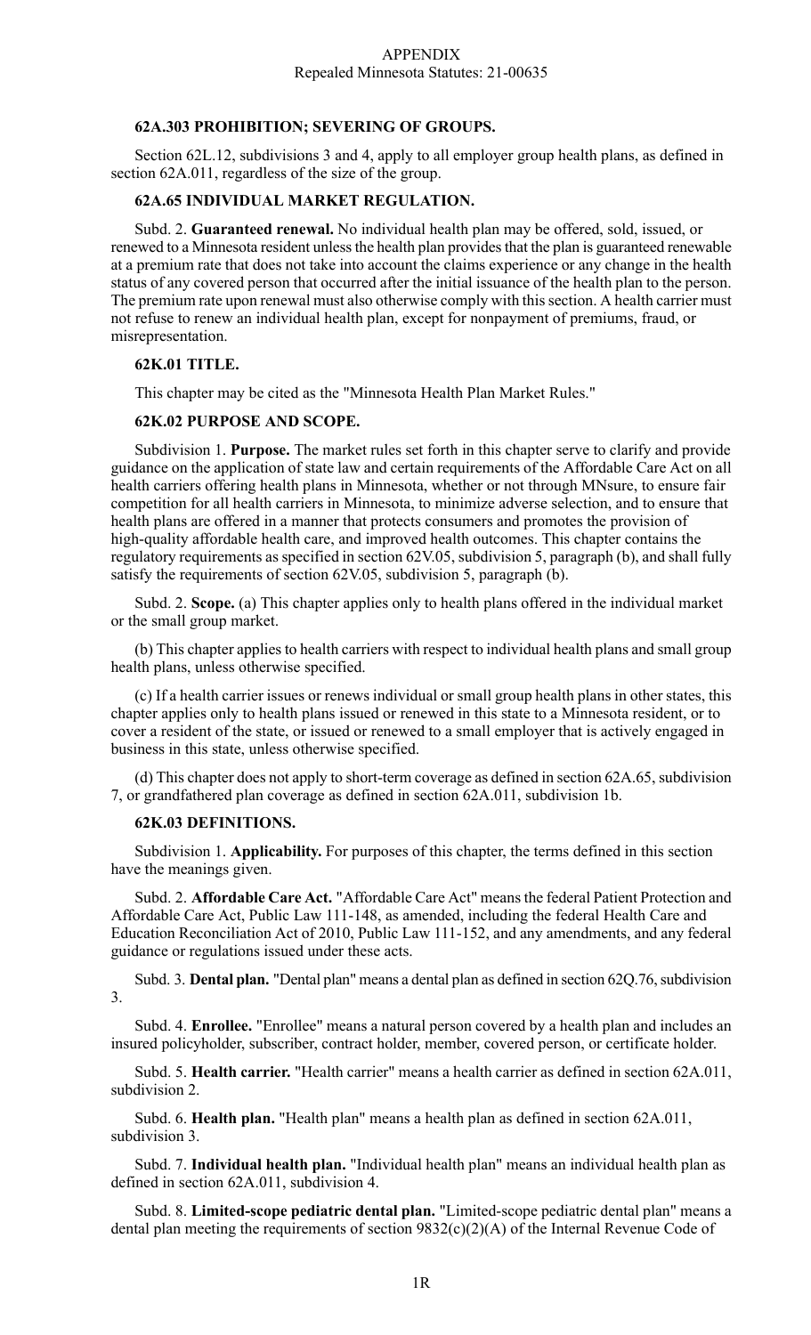APPENDIX
Repealed Minnesota Statutes: 21-00635

**62A.303 PROHIBITION; SEVERING OF GROUPS.**

Section 62L.12, subdivisions 3 and 4, apply to all employer group health plans, as defined in section 62A.011, regardless of the size of the group.

**62A.65 INDIVIDUAL MARKET REGULATION.**

Subd. 2. **Guaranteed renewal.** No individual health plan may be offered, sold, issued, or renewed to a Minnesota resident unless the health plan provides that the plan is guaranteed renewable at a premium rate that does not take into account the claims experience or any change in the health status of any covered person that occurred after the initial issuance of the health plan to the person. The premium rate upon renewal must also otherwise comply with this section. A health carrier must not refuse to renew an individual health plan, except for nonpayment of premiums, fraud, or misrepresentation.

**62K.01 TITLE.**

This chapter may be cited as the "Minnesota Health Plan Market Rules."

**62K.02 PURPOSE AND SCOPE.**

Subdivision 1. **Purpose.** The market rules set forth in this chapter serve to clarify and provide guidance on the application of state law and certain requirements of the Affordable Care Act on all health carriers offering health plans in Minnesota, whether or not through MNsure, to ensure fair competition for all health carriers in Minnesota, to minimize adverse selection, and to ensure that health plans are offered in a manner that protects consumers and promotes the provision of high-quality affordable health care, and improved health outcomes. This chapter contains the regulatory requirements as specified in section 62V.05, subdivision 5, paragraph (b), and shall fully satisfy the requirements of section 62V.05, subdivision 5, paragraph (b).

Subd. 2. **Scope.** (a) This chapter applies only to health plans offered in the individual market or the small group market.

(b) This chapter applies to health carriers with respect to individual health plans and small group health plans, unless otherwise specified.

(c) If a health carrier issues or renews individual or small group health plans in other states, this chapter applies only to health plans issued or renewed in this state to a Minnesota resident, or to cover a resident of the state, or issued or renewed to a small employer that is actively engaged in business in this state, unless otherwise specified.

(d) This chapter does not apply to short-term coverage as defined in section 62A.65, subdivision 7, or grandfathered plan coverage as defined in section 62A.011, subdivision 1b.

**62K.03 DEFINITIONS.**

Subdivision 1. **Applicability.** For purposes of this chapter, the terms defined in this section have the meanings given.

Subd. 2. **Affordable Care Act.** "Affordable Care Act" means the federal Patient Protection and Affordable Care Act, Public Law 111-148, as amended, including the federal Health Care and Education Reconciliation Act of 2010, Public Law 111-152, and any amendments, and any federal guidance or regulations issued under these acts.

Subd. 3. **Dental plan.** "Dental plan" means a dental plan as defined in section 62Q.76, subdivision 3.

Subd. 4. **Enrollee.** "Enrollee" means a natural person covered by a health plan and includes an insured policyholder, subscriber, contract holder, member, covered person, or certificate holder.

Subd. 5. **Health carrier.** "Health carrier" means a health carrier as defined in section 62A.011, subdivision 2.

Subd. 6. **Health plan.** "Health plan" means a health plan as defined in section 62A.011, subdivision 3.

Subd. 7. **Individual health plan.** "Individual health plan" means an individual health plan as defined in section 62A.011, subdivision 4.

Subd. 8. **Limited-scope pediatric dental plan.** "Limited-scope pediatric dental plan" means a dental plan meeting the requirements of section 9832(c)(2)(A) of the Internal Revenue Code of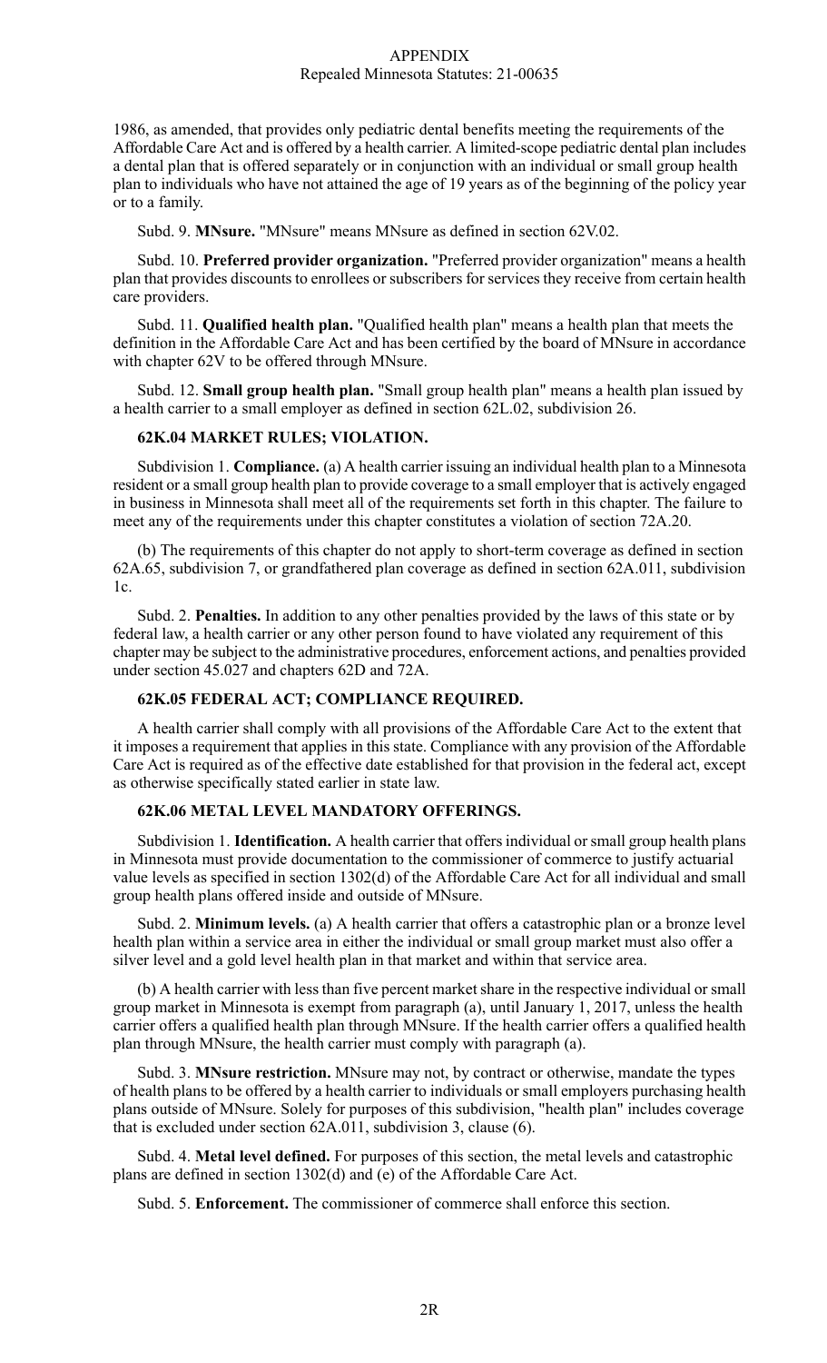1986, as amended, that provides only pediatric dental benefits meeting the requirements of the Affordable Care Act and is offered by a health carrier. A limited-scope pediatric dental plan includes a dental plan that is offered separately or in conjunction with an individual or small group health plan to individuals who have not attained the age of 19 years as of the beginning of the policy year or to a family.

Subd. 9. **MNsure.** "MNsure" means MNsure as defined in section 62V.02.

Subd. 10. **Preferred provider organization.** "Preferred provider organization" means a health plan that provides discounts to enrollees or subscribers for services they receive from certain health care providers.

Subd. 11. **Qualified health plan.** "Qualified health plan" means a health plan that meets the definition in the Affordable Care Act and has been certified by the board of MNsure in accordance with chapter 62V to be offered through MNsure.

Subd. 12. **Small group health plan.** "Small group health plan" means a health plan issued by a health carrier to a small employer as defined in section 62L.02, subdivision 26.

### 62K.04 MARKET RULES; VIOLATION.

Subdivision 1. **Compliance.** (a) A health carrier issuing an individual health plan to a Minnesota resident or a small group health plan to provide coverage to a small employer that is actively engaged in business in Minnesota shall meet all of the requirements set forth in this chapter. The failure to meet any of the requirements under this chapter constitutes a violation of section 72A.20.

(b) The requirements of this chapter do not apply to short-term coverage as defined in section 62A.65, subdivision 7, or grandfathered plan coverage as defined in section 62A.011, subdivision 1c.

Subd. 2. **Penalties.** In addition to any other penalties provided by the laws of this state or by federal law, a health carrier or any other person found to have violated any requirement of this chapter may be subject to the administrative procedures, enforcement actions, and penalties provided under section 45.027 and chapters 62D and 72A.

### 62K.05 FEDERAL ACT; COMPLIANCE REQUIRED.

A health carrier shall comply with all provisions of the Affordable Care Act to the extent that it imposes a requirement that applies in this state. Compliance with any provision of the Affordable Care Act is required as of the effective date established for that provision in the federal act, except as otherwise specifically stated earlier in state law.

### 62K.06 METAL LEVEL MANDATORY OFFERINGS.

Subdivision 1. **Identification.** A health carrier that offers individual or small group health plans in Minnesota must provide documentation to the commissioner of commerce to justify actuarial value levels as specified in section 1302(d) of the Affordable Care Act for all individual and small group health plans offered inside and outside of MNsure.

Subd. 2. **Minimum levels.** (a) A health carrier that offers a catastrophic plan or a bronze level health plan within a service area in either the individual or small group market must also offer a silver level and a gold level health plan in that market and within that service area.

(b) A health carrier with less than five percent market share in the respective individual or small group market in Minnesota is exempt from paragraph (a), until January 1, 2017, unless the health carrier offers a qualified health plan through MNsure. If the health carrier offers a qualified health plan through MNsure, the health carrier must comply with paragraph (a).

Subd. 3. **MNsure restriction.** MNsure may not, by contract or otherwise, mandate the types of health plans to be offered by a health carrier to individuals or small employers purchasing health plans outside of MNsure. Solely for purposes of this subdivision, "health plan" includes coverage that is excluded under section 62A.011, subdivision 3, clause (6).

Subd. 4. **Metal level defined.** For purposes of this section, the metal levels and catastrophic plans are defined in section 1302(d) and (e) of the Affordable Care Act.

Subd. 5. **Enforcement.** The commissioner of commerce shall enforce this section.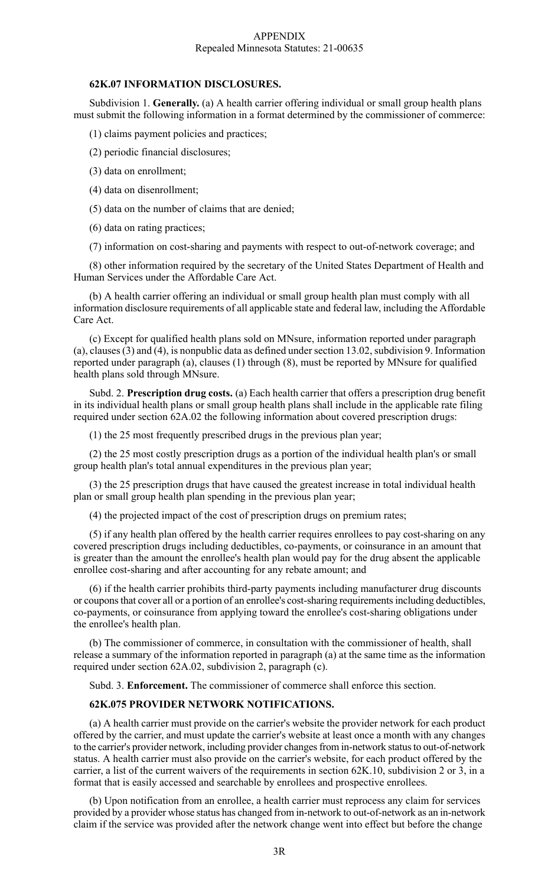APPENDIX
Repealed Minnesota Statutes: 21-00635

**62K.07 INFORMATION DISCLOSURES.**

Subdivision 1. **Generally.** (a) A health carrier offering individual or small group health plans must submit the following information in a format determined by the commissioner of commerce:

(1) claims payment policies and practices;

(2) periodic financial disclosures;

(3) data on enrollment;

(4) data on disenrollment;

(5) data on the number of claims that are denied;

(6) data on rating practices;

(7) information on cost-sharing and payments with respect to out-of-network coverage; and

(8) other information required by the secretary of the United States Department of Health and Human Services under the Affordable Care Act.

(b) A health carrier offering an individual or small group health plan must comply with all information disclosure requirements of all applicable state and federal law, including the Affordable Care Act.

(c) Except for qualified health plans sold on MNsure, information reported under paragraph (a), clauses (3) and (4), is nonpublic data as defined under section 13.02, subdivision 9. Information reported under paragraph (a), clauses (1) through (8), must be reported by MNsure for qualified health plans sold through MNsure.

Subd. 2. **Prescription drug costs.** (a) Each health carrier that offers a prescription drug benefit in its individual health plans or small group health plans shall include in the applicable rate filing required under section 62A.02 the following information about covered prescription drugs:

(1) the 25 most frequently prescribed drugs in the previous plan year;

(2) the 25 most costly prescription drugs as a portion of the individual health plan's or small group health plan's total annual expenditures in the previous plan year;

(3) the 25 prescription drugs that have caused the greatest increase in total individual health plan or small group health plan spending in the previous plan year;

(4) the projected impact of the cost of prescription drugs on premium rates;

(5) if any health plan offered by the health carrier requires enrollees to pay cost-sharing on any covered prescription drugs including deductibles, co-payments, or coinsurance in an amount that is greater than the amount the enrollee's health plan would pay for the drug absent the applicable enrollee cost-sharing and after accounting for any rebate amount; and

(6) if the health carrier prohibits third-party payments including manufacturer drug discounts or coupons that cover all or a portion of an enrollee's cost-sharing requirements including deductibles, co-payments, or coinsurance from applying toward the enrollee's cost-sharing obligations under the enrollee's health plan.

(b) The commissioner of commerce, in consultation with the commissioner of health, shall release a summary of the information reported in paragraph (a) at the same time as the information required under section 62A.02, subdivision 2, paragraph (c).

Subd. 3. **Enforcement.** The commissioner of commerce shall enforce this section.

**62K.075 PROVIDER NETWORK NOTIFICATIONS.**

(a) A health carrier must provide on the carrier's website the provider network for each product offered by the carrier, and must update the carrier's website at least once a month with any changes to the carrier's provider network, including provider changes from in-network status to out-of-network status. A health carrier must also provide on the carrier's website, for each product offered by the carrier, a list of the current waivers of the requirements in section 62K.10, subdivision 2 or 3, in a format that is easily accessed and searchable by enrollees and prospective enrollees.

(b) Upon notification from an enrollee, a health carrier must reprocess any claim for services provided by a provider whose status has changed from in-network to out-of-network as an in-network claim if the service was provided after the network change went into effect but before the change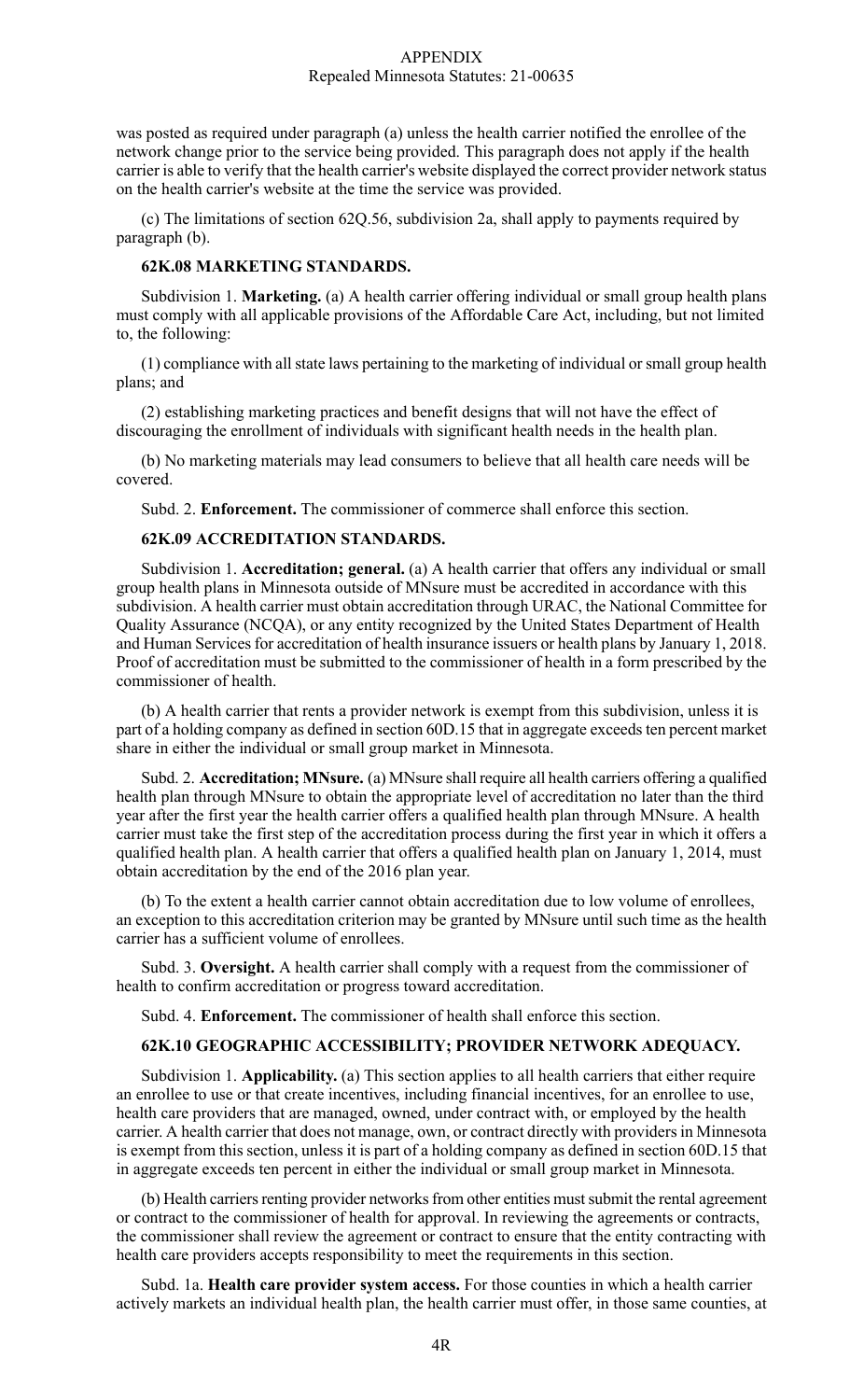was posted as required under paragraph (a) unless the health carrier notified the enrollee of the network change prior to the service being provided. This paragraph does not apply if the health carrier is able to verify that the health carrier's website displayed the correct provider network status on the health carrier's website at the time the service was provided.

(c) The limitations of section 62Q.56, subdivision 2a, shall apply to payments required by paragraph (b).

### 62K.08 MARKETING STANDARDS.

Subdivision 1. **Marketing.** (a) A health carrier offering individual or small group health plans must comply with all applicable provisions of the Affordable Care Act, including, but not limited to, the following:

(1) compliance with all state laws pertaining to the marketing of individual or small group health plans; and

(2) establishing marketing practices and benefit designs that will not have the effect of discouraging the enrollment of individuals with significant health needs in the health plan.

(b) No marketing materials may lead consumers to believe that all health care needs will be covered.

Subd. 2. **Enforcement.** The commissioner of commerce shall enforce this section.

### 62K.09 ACCREDITATION STANDARDS.

Subdivision 1. **Accreditation; general.** (a) A health carrier that offers any individual or small group health plans in Minnesota outside of MNsure must be accredited in accordance with this subdivision. A health carrier must obtain accreditation through URAC, the National Committee for Quality Assurance (NCQA), or any entity recognized by the United States Department of Health and Human Services for accreditation of health insurance issuers or health plans by January 1, 2018. Proof of accreditation must be submitted to the commissioner of health in a form prescribed by the commissioner of health.

(b) A health carrier that rents a provider network is exempt from this subdivision, unless it is part of a holding company as defined in section 60D.15 that in aggregate exceeds ten percent market share in either the individual or small group market in Minnesota.

Subd. 2. **Accreditation; MNsure.** (a) MNsure shall require all health carriers offering a qualified health plan through MNsure to obtain the appropriate level of accreditation no later than the third year after the first year the health carrier offers a qualified health plan through MNsure. A health carrier must take the first step of the accreditation process during the first year in which it offers a qualified health plan. A health carrier that offers a qualified health plan on January 1, 2014, must obtain accreditation by the end of the 2016 plan year.

(b) To the extent a health carrier cannot obtain accreditation due to low volume of enrollees, an exception to this accreditation criterion may be granted by MNsure until such time as the health carrier has a sufficient volume of enrollees.

Subd. 3. **Oversight.** A health carrier shall comply with a request from the commissioner of health to confirm accreditation or progress toward accreditation.

Subd. 4. **Enforcement.** The commissioner of health shall enforce this section.

### 62K.10 GEOGRAPHIC ACCESSIBILITY; PROVIDER NETWORK ADEQUACY.

Subdivision 1. **Applicability.** (a) This section applies to all health carriers that either require an enrollee to use or that create incentives, including financial incentives, for an enrollee to use, health care providers that are managed, owned, under contract with, or employed by the health carrier. A health carrier that does not manage, own, or contract directly with providers in Minnesota is exempt from this section, unless it is part of a holding company as defined in section 60D.15 that in aggregate exceeds ten percent in either the individual or small group market in Minnesota.

(b) Health carriers renting provider networks from other entities must submit the rental agreement or contract to the commissioner of health for approval. In reviewing the agreements or contracts, the commissioner shall review the agreement or contract to ensure that the entity contracting with health care providers accepts responsibility to meet the requirements in this section.

Subd. 1a. **Health care provider system access.** For those counties in which a health carrier actively markets an individual health plan, the health carrier must offer, in those same counties, at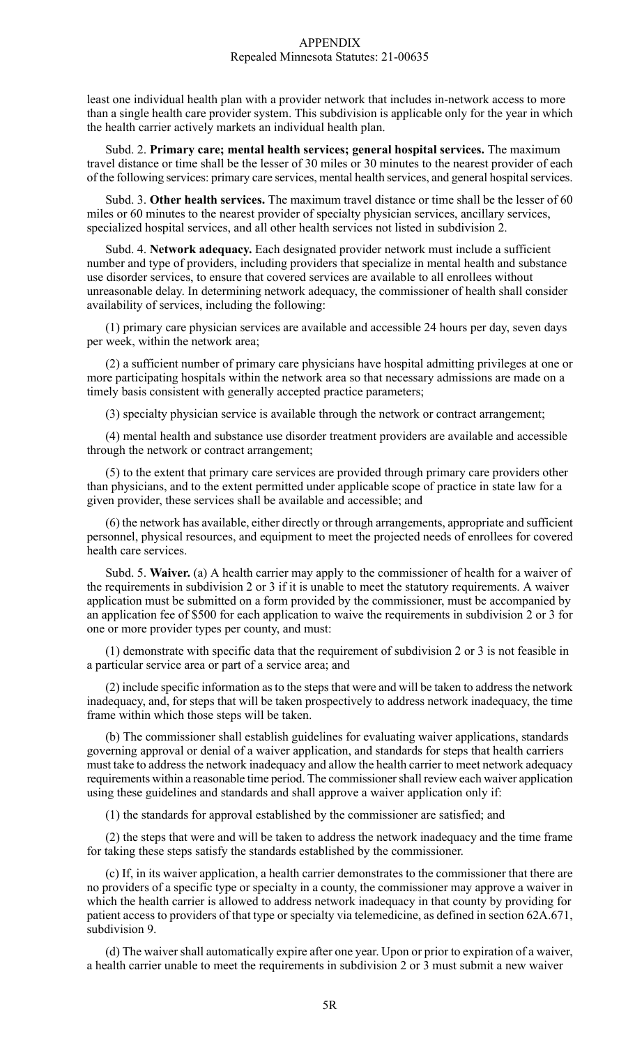least one individual health plan with a provider network that includes in-network access to more than a single health care provider system. This subdivision is applicable only for the year in which the health carrier actively markets an individual health plan.

Subd. 2. **Primary care; mental health services; general hospital services.** The maximum travel distance or time shall be the lesser of 30 miles or 30 minutes to the nearest provider of each of the following services: primary care services, mental health services, and general hospital services.

Subd. 3. **Other health services.** The maximum travel distance or time shall be the lesser of 60 miles or 60 minutes to the nearest provider of specialty physician services, ancillary services, specialized hospital services, and all other health services not listed in subdivision 2.

Subd. 4. **Network adequacy.** Each designated provider network must include a sufficient number and type of providers, including providers that specialize in mental health and substance use disorder services, to ensure that covered services are available to all enrollees without unreasonable delay. In determining network adequacy, the commissioner of health shall consider availability of services, including the following:

(1) primary care physician services are available and accessible 24 hours per day, seven days per week, within the network area;

(2) a sufficient number of primary care physicians have hospital admitting privileges at one or more participating hospitals within the network area so that necessary admissions are made on a timely basis consistent with generally accepted practice parameters;

(3) specialty physician service is available through the network or contract arrangement;

(4) mental health and substance use disorder treatment providers are available and accessible through the network or contract arrangement;

(5) to the extent that primary care services are provided through primary care providers other than physicians, and to the extent permitted under applicable scope of practice in state law for a given provider, these services shall be available and accessible; and

(6) the network has available, either directly or through arrangements, appropriate and sufficient personnel, physical resources, and equipment to meet the projected needs of enrollees for covered health care services.

Subd. 5. **Waiver.** (a) A health carrier may apply to the commissioner of health for a waiver of the requirements in subdivision 2 or 3 if it is unable to meet the statutory requirements. A waiver application must be submitted on a form provided by the commissioner, must be accompanied by an application fee of $500 for each application to waive the requirements in subdivision 2 or 3 for one or more provider types per county, and must:

(1) demonstrate with specific data that the requirement of subdivision 2 or 3 is not feasible in a particular service area or part of a service area; and

(2) include specific information as to the steps that were and will be taken to address the network inadequacy, and, for steps that will be taken prospectively to address network inadequacy, the time frame within which those steps will be taken.

(b) The commissioner shall establish guidelines for evaluating waiver applications, standards governing approval or denial of a waiver application, and standards for steps that health carriers must take to address the network inadequacy and allow the health carrier to meet network adequacy requirements within a reasonable time period. The commissioner shall review each waiver application using these guidelines and standards and shall approve a waiver application only if:

(1) the standards for approval established by the commissioner are satisfied; and

(2) the steps that were and will be taken to address the network inadequacy and the time frame for taking these steps satisfy the standards established by the commissioner.

(c) If, in its waiver application, a health carrier demonstrates to the commissioner that there are no providers of a specific type or specialty in a county, the commissioner may approve a waiver in which the health carrier is allowed to address network inadequacy in that county by providing for patient access to providers of that type or specialty via telemedicine, as defined in section 62A.671, subdivision 9.

(d) The waiver shall automatically expire after one year. Upon or prior to expiration of a waiver, a health carrier unable to meet the requirements in subdivision 2 or 3 must submit a new waiver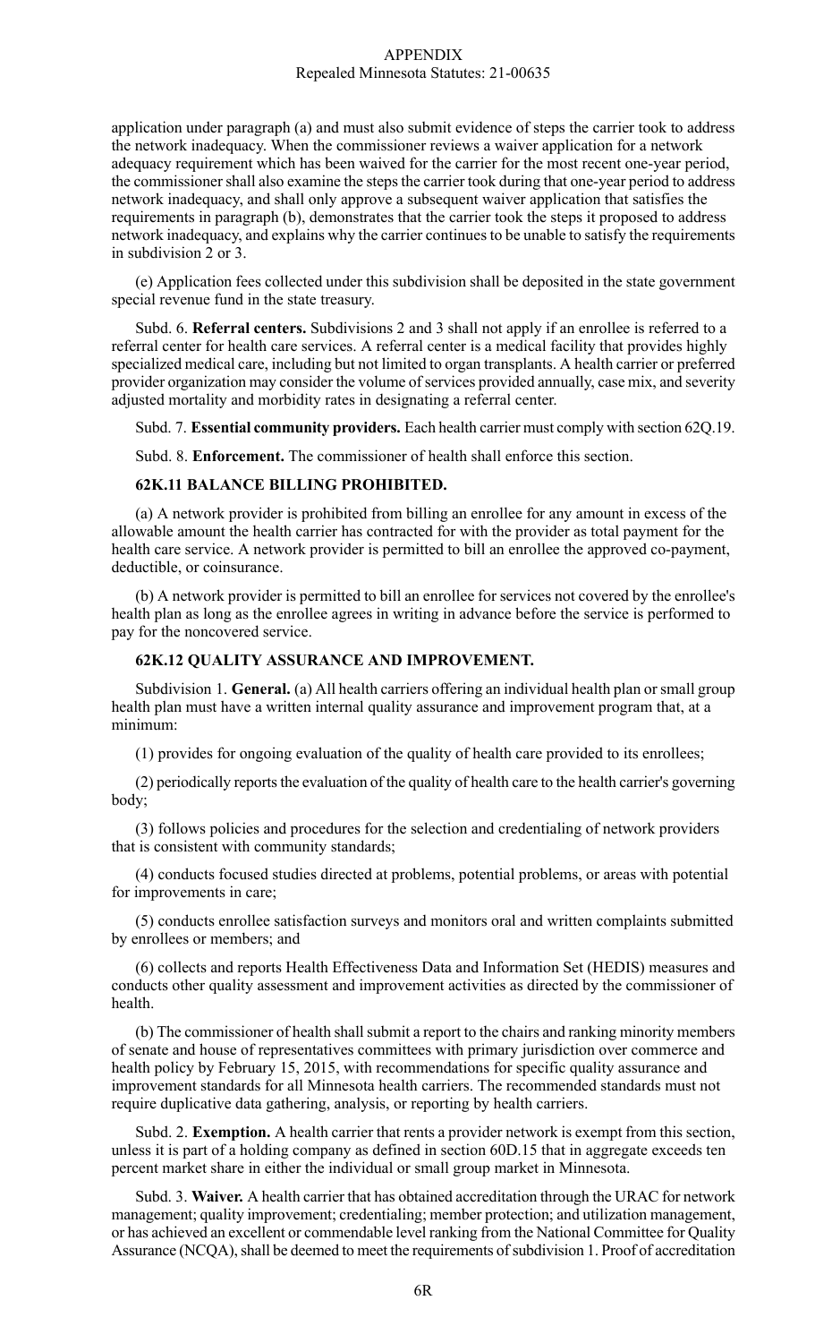application under paragraph (a) and must also submit evidence of steps the carrier took to address the network inadequacy. When the commissioner reviews a waiver application for a network adequacy requirement which has been waived for the carrier for the most recent one-year period, the commissioner shall also examine the steps the carrier took during that one-year period to address network inadequacy, and shall only approve a subsequent waiver application that satisfies the requirements in paragraph (b), demonstrates that the carrier took the steps it proposed to address network inadequacy, and explains why the carrier continues to be unable to satisfy the requirements in subdivision 2 or 3.

(e) Application fees collected under this subdivision shall be deposited in the state government special revenue fund in the state treasury.

Subd. 6. **Referral centers.** Subdivisions 2 and 3 shall not apply if an enrollee is referred to a referral center for health care services. A referral center is a medical facility that provides highly specialized medical care, including but not limited to organ transplants. A health carrier or preferred provider organization may consider the volume of services provided annually, case mix, and severity adjusted mortality and morbidity rates in designating a referral center.

Subd. 7. **Essential community providers.** Each health carrier must comply with section 62Q.19.

Subd. 8. **Enforcement.** The commissioner of health shall enforce this section.

### 62K.11 BALANCE BILLING PROHIBITED.

(a) A network provider is prohibited from billing an enrollee for any amount in excess of the allowable amount the health carrier has contracted for with the provider as total payment for the health care service. A network provider is permitted to bill an enrollee the approved co-payment, deductible, or coinsurance.

(b) A network provider is permitted to bill an enrollee for services not covered by the enrollee's health plan as long as the enrollee agrees in writing in advance before the service is performed to pay for the noncovered service.

### 62K.12 QUALITY ASSURANCE AND IMPROVEMENT.

Subdivision 1. **General.** (a) All health carriers offering an individual health plan or small group health plan must have a written internal quality assurance and improvement program that, at a minimum:

(1) provides for ongoing evaluation of the quality of health care provided to its enrollees;

(2) periodically reports the evaluation of the quality of health care to the health carrier's governing body;

(3) follows policies and procedures for the selection and credentialing of network providers that is consistent with community standards;

(4) conducts focused studies directed at problems, potential problems, or areas with potential for improvements in care;

(5) conducts enrollee satisfaction surveys and monitors oral and written complaints submitted by enrollees or members; and

(6) collects and reports Health Effectiveness Data and Information Set (HEDIS) measures and conducts other quality assessment and improvement activities as directed by the commissioner of health.

(b) The commissioner of health shall submit a report to the chairs and ranking minority members of senate and house of representatives committees with primary jurisdiction over commerce and health policy by February 15, 2015, with recommendations for specific quality assurance and improvement standards for all Minnesota health carriers. The recommended standards must not require duplicative data gathering, analysis, or reporting by health carriers.

Subd. 2. **Exemption.** A health carrier that rents a provider network is exempt from this section, unless it is part of a holding company as defined in section 60D.15 that in aggregate exceeds ten percent market share in either the individual or small group market in Minnesota.

Subd. 3. **Waiver.** A health carrier that has obtained accreditation through the URAC for network management; quality improvement; credentialing; member protection; and utilization management, or has achieved an excellent or commendable level ranking from the National Committee for Quality Assurance (NCQA), shall be deemed to meet the requirements of subdivision 1. Proof of accreditation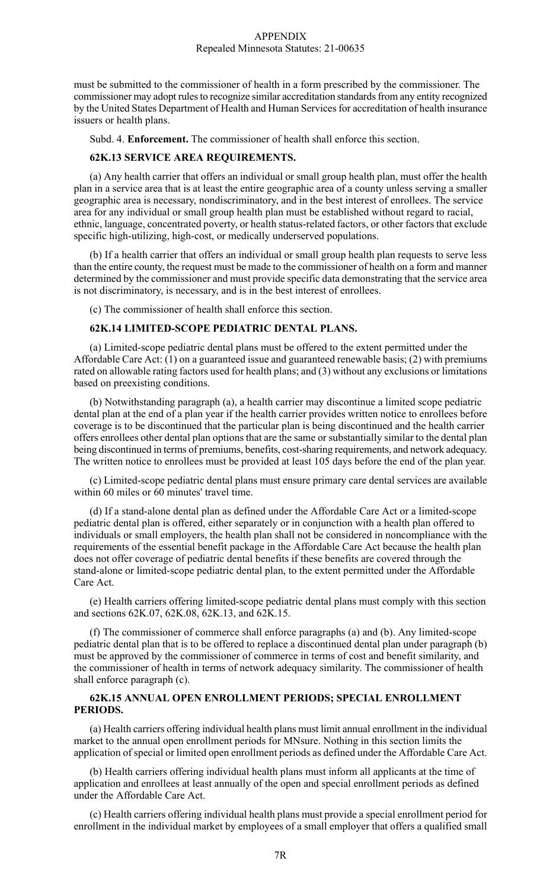must be submitted to the commissioner of health in a form prescribed by the commissioner. The commissioner may adopt rules to recognize similar accreditation standards from any entity recognized by the United States Department of Health and Human Services for accreditation of health insurance issuers or health plans.

Subd. 4. **Enforcement.** The commissioner of health shall enforce this section.

**62K.13 SERVICE AREA REQUIREMENTS.**

(a) Any health carrier that offers an individual or small group health plan, must offer the health plan in a service area that is at least the entire geographic area of a county unless serving a smaller geographic area is necessary, nondiscriminatory, and in the best interest of enrollees. The service area for any individual or small group health plan must be established without regard to racial, ethnic, language, concentrated poverty, or health status-related factors, or other factors that exclude specific high-utilizing, high-cost, or medically underserved populations.

(b) If a health carrier that offers an individual or small group health plan requests to serve less than the entire county, the request must be made to the commissioner of health on a form and manner determined by the commissioner and must provide specific data demonstrating that the service area is not discriminatory, is necessary, and is in the best interest of enrollees.

(c) The commissioner of health shall enforce this section.

**62K.14 LIMITED-SCOPE PEDIATRIC DENTAL PLANS.**

(a) Limited-scope pediatric dental plans must be offered to the extent permitted under the Affordable Care Act: (1) on a guaranteed issue and guaranteed renewable basis; (2) with premiums rated on allowable rating factors used for health plans; and (3) without any exclusions or limitations based on preexisting conditions.

(b) Notwithstanding paragraph (a), a health carrier may discontinue a limited scope pediatric dental plan at the end of a plan year if the health carrier provides written notice to enrollees before coverage is to be discontinued that the particular plan is being discontinued and the health carrier offers enrollees other dental plan options that are the same or substantially similar to the dental plan being discontinued in terms of premiums, benefits, cost-sharing requirements, and network adequacy. The written notice to enrollees must be provided at least 105 days before the end of the plan year.

(c) Limited-scope pediatric dental plans must ensure primary care dental services are available within 60 miles or 60 minutes' travel time.

(d) If a stand-alone dental plan as defined under the Affordable Care Act or a limited-scope pediatric dental plan is offered, either separately or in conjunction with a health plan offered to individuals or small employers, the health plan shall not be considered in noncompliance with the requirements of the essential benefit package in the Affordable Care Act because the health plan does not offer coverage of pediatric dental benefits if these benefits are covered through the stand-alone or limited-scope pediatric dental plan, to the extent permitted under the Affordable Care Act.

(e) Health carriers offering limited-scope pediatric dental plans must comply with this section and sections 62K.07, 62K.08, 62K.13, and 62K.15.

(f) The commissioner of commerce shall enforce paragraphs (a) and (b). Any limited-scope pediatric dental plan that is to be offered to replace a discontinued dental plan under paragraph (b) must be approved by the commissioner of commerce in terms of cost and benefit similarity, and the commissioner of health in terms of network adequacy similarity. The commissioner of health shall enforce paragraph (c).

**62K.15 ANNUAL OPEN ENROLLMENT PERIODS; SPECIAL ENROLLMENT PERIODS.**

(a) Health carriers offering individual health plans must limit annual enrollment in the individual market to the annual open enrollment periods for MNsure. Nothing in this section limits the application of special or limited open enrollment periods as defined under the Affordable Care Act.

(b) Health carriers offering individual health plans must inform all applicants at the time of application and enrollees at least annually of the open and special enrollment periods as defined under the Affordable Care Act.

(c) Health carriers offering individual health plans must provide a special enrollment period for enrollment in the individual market by employees of a small employer that offers a qualified small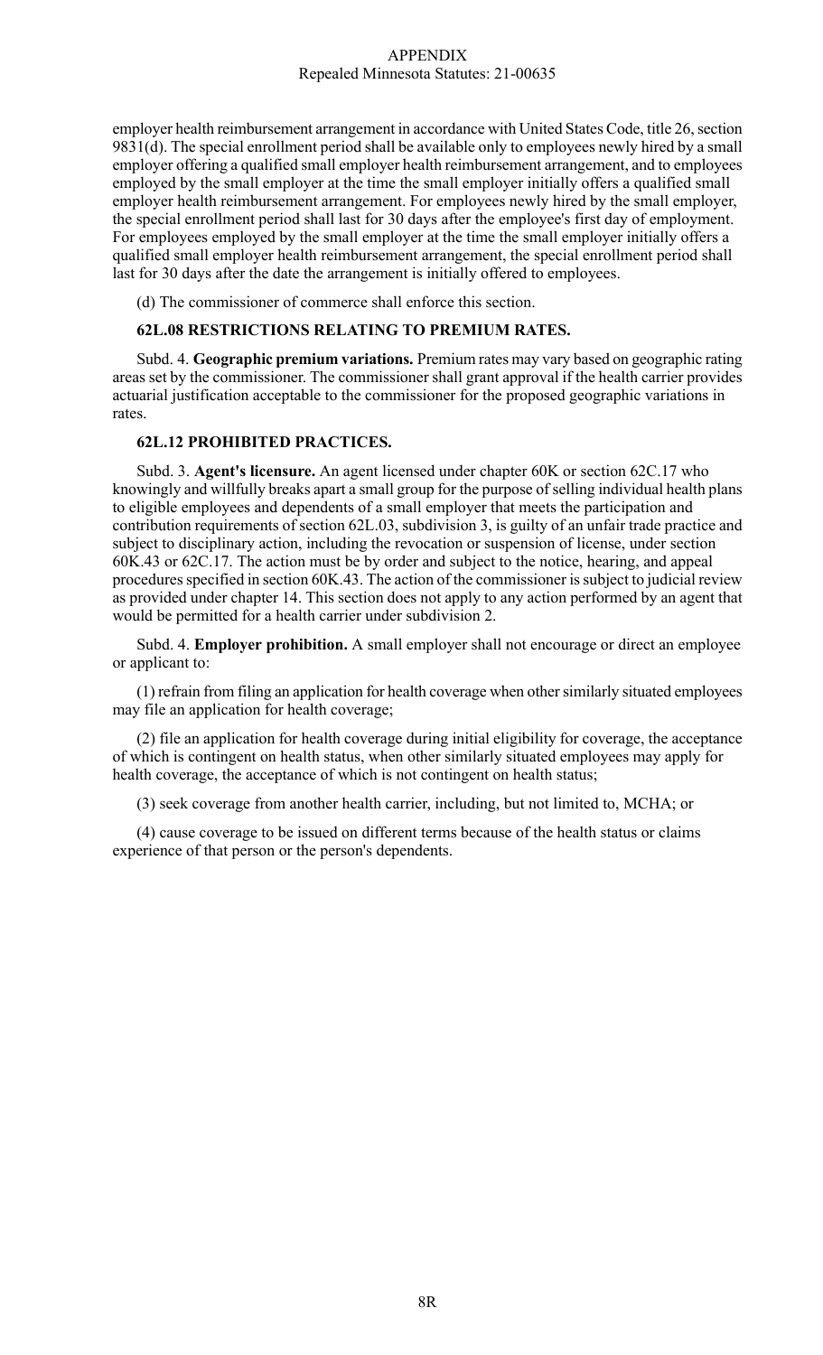employer health reimbursement arrangement in accordance with United States Code, title 26, section 9831(d). The special enrollment period shall be available only to employees newly hired by a small employer offering a qualified small employer health reimbursement arrangement, and to employees employed by the small employer at the time the small employer initially offers a qualified small employer health reimbursement arrangement. For employees newly hired by the small employer, the special enrollment period shall last for 30 days after the employee's first day of employment. For employees employed by the small employer at the time the small employer initially offers a qualified small employer health reimbursement arrangement, the special enrollment period shall last for 30 days after the date the arrangement is initially offered to employees.

(d) The commissioner of commerce shall enforce this section.

### 62L.08 RESTRICTIONS RELATING TO PREMIUM RATES.

Subd. 4. **Geographic premium variations.** Premium rates may vary based on geographic rating areas set by the commissioner. The commissioner shall grant approval if the health carrier provides actuarial justification acceptable to the commissioner for the proposed geographic variations in rates.

### 62L.12 PROHIBITED PRACTICES.

Subd. 3. **Agent's licensure.** An agent licensed under chapter 60K or section 62C.17 who knowingly and willfully breaks apart a small group for the purpose of selling individual health plans to eligible employees and dependents of a small employer that meets the participation and contribution requirements of section 62L.03, subdivision 3, is guilty of an unfair trade practice and subject to disciplinary action, including the revocation or suspension of license, under section 60K.43 or 62C.17. The action must be by order and subject to the notice, hearing, and appeal procedures specified in section 60K.43. The action of the commissioner is subject to judicial review as provided under chapter 14. This section does not apply to any action performed by an agent that would be permitted for a health carrier under subdivision 2.

Subd. 4. **Employer prohibition.** A small employer shall not encourage or direct an employee or applicant to:

(1) refrain from filing an application for health coverage when other similarly situated employees may file an application for health coverage;

(2) file an application for health coverage during initial eligibility for coverage, the acceptance of which is contingent on health status, when other similarly situated employees may apply for health coverage, the acceptance of which is not contingent on health status;

(3) seek coverage from another health carrier, including, but not limited to, MCHA; or

(4) cause coverage to be issued on different terms because of the health status or claims experience of that person or the person's dependents.